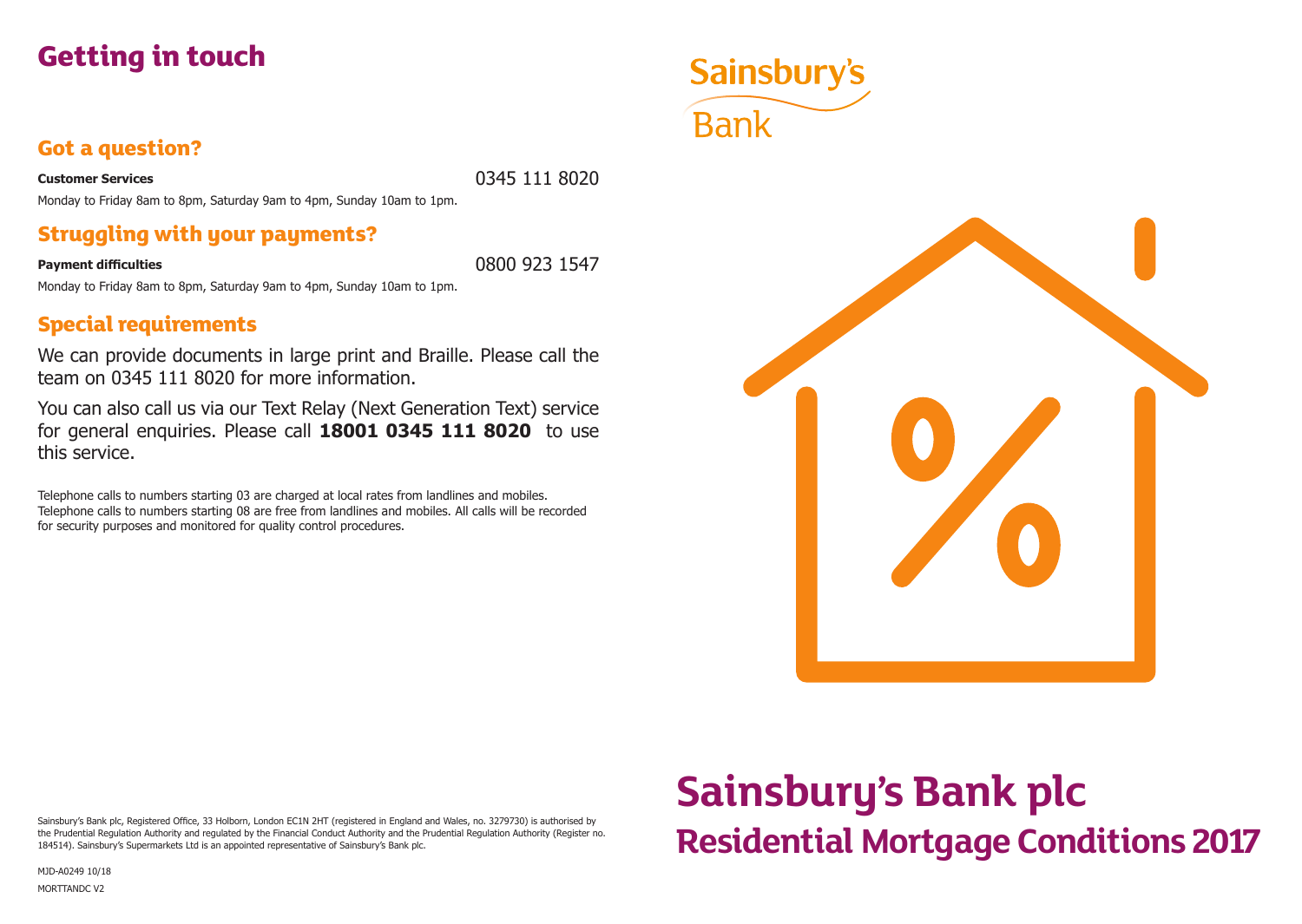# Getting in touch

## Got a question?

**Customer Services** 0345 111 8020

Monday to Friday 8am to 8pm, Saturday 9am to 4pm, Sunday 10am to 1pm.

## Struggling with your payments?

**Payment difficulties** 0800 923 1547

Monday to Friday 8am to 8pm, Saturday 9am to 4pm, Sunday 10am to 1pm.

## Special requirements

We can provide documents in large print and Braille. Please call the team on 0345 111 8020 for more information.

You can also call us via our Text Relay (Next Generation Text) service for general enquiries. Please call **18001 0345 111 8020** to use this service.

Telephone calls to numbers starting 03 are charged at local rates from landlines and mobiles. Telephone calls to numbers starting 08 are free from landlines and mobiles. All calls will be recorded for security purposes and monitored for quality control procedures.

Sainsbury's Bank plc, Registered Office, 33 Holborn, London EC1N 2HT (registered in England and Wales, no. 3279730) is authorised by the Prudential Regulation Authority and regulated by the Financial Conduct Authority and the Prudential Regulation Authority (Register no. 184514). Sainsbury's Supermarkets Ltd is an appointed representative of Sainsbury's Bank plc.

MJD-A0249 10/18

MORTTANDC V2

Sainsbury's Bank

# Sainsbury's Bank plc

## Residential Mortgage Conditions 2017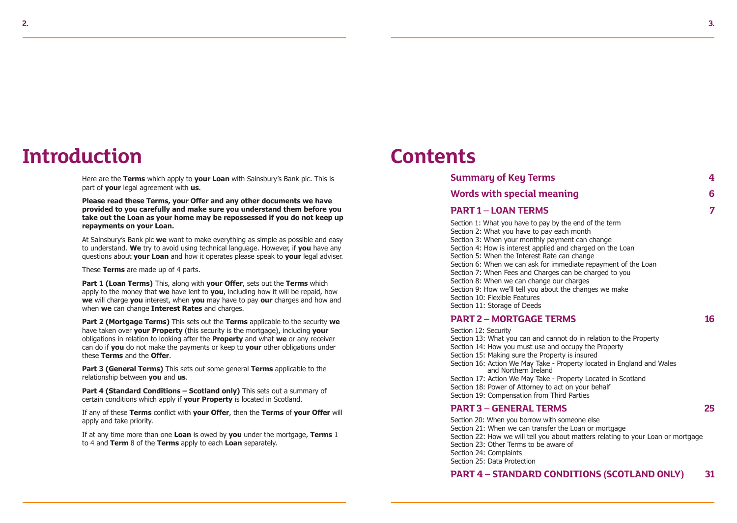# Introduction

Here are the **Terms** which apply to **your Loan** with Sainsbury's Bank plc. This is part of **your** legal agreement with **us**.

**Please read these Terms, your Offer and any other documents we have provided to you carefully and make sure you understand them before you take out the Loan as your home may be repossessed if you do not keep up repayments on your Loan.**

At Sainsbury's Bank plc **we** want to make everything as simple as possible and easy to understand. **We** try to avoid using technical language. However, if **you** have any questions about **your Loan** and how it operates please speak to **your** legal adviser.

These **Terms** are made up of 4 parts.

**Part 1 (Loan Terms)** This, along with **your Offer**, sets out the **Terms** which apply to the money that **we** have lent to **you**, including how it will be repaid, how **we** will charge **you** interest, when **you** may have to pay **our** charges and how and when **we** can change **Interest Rates** and charges.

**Part 2 (Mortgage Terms)** This sets out the **Terms** applicable to the security **we** have taken over **your Property** (this security is the mortgage), including **your** obligations in relation to looking after the **Property** and what **we** or any receiver can do if **you** do not make the payments or keep to **your** other obligations under these **Terms** and the **Offer**.

**Part 3 (General Terms)** This sets out some general **Terms** applicable to the relationship between **you** and **us**.

**Part 4 (Standard Conditions – Scotland only)** This sets out a summary of certain conditions which apply if **your Property** is located in Scotland.

If any of these **Terms** conflict with **your Offer**, then the **Terms** of **your Offer** will apply and take priority.

If at any time more than one **Loan** is owed by **you** under the mortgage, **Terms** 1 to 4 and **Term** 8 of the **Terms** apply to each **Loan** separately.

# Contents

## Summary of Key Terms 4

## Words with special meaning 6

## PART 1 – LOAN TERMS 7

Section 1: What you have to pay by the end of the term
Section 2: What you have to pay each month
Section 3: When your monthly payment can change
Section 4: How is interest applied and charged on the Loan
Section 5: When the Interest Rate can change
Section 6: When we can ask for immediate repayment of the Loan
Section 7: When Fees and Charges can be charged to you
Section 8: When we can change our charges
Section 9: How we'll tell you about the changes we make
Section 10: Flexible Features
Section 11: Storage of Deeds

## PART 2 – MORTGAGE TERMS 16

Section 12: Security
Section 13: What you can and cannot do in relation to the Property
Section 14: How you must use and occupy the Property
Section 15: Making sure the Property is insured
Section 16: Action We May Take - Property located in England and Wales and Northern Ireland
Section 17: Action We May Take - Property Located in Scotland
Section 18: Power of Attorney to act on your behalf
Section 19: Compensation from Third Parties

## PART 3 – GENERAL TERMS 25

Section 20: When you borrow with someone else
Section 21: When we can transfer the Loan or mortgage
Section 22: How we will tell you about matters relating to your Loan or mortgage
Section 23: Other Terms to be aware of
Section 24: Complaints
Section 25: Data Protection

## PART 4 – STANDARD CONDITIONS (SCOTLAND ONLY) 31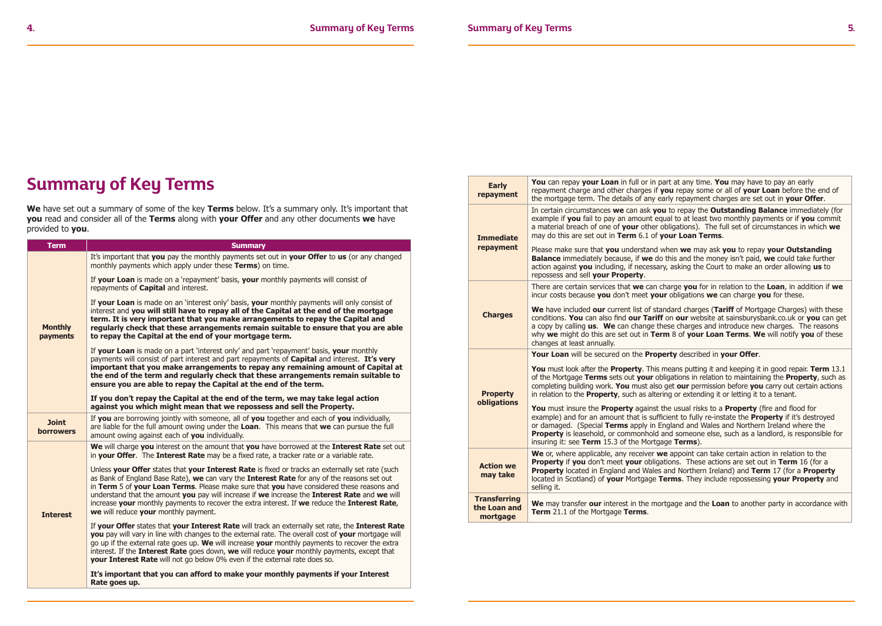# Summary of Key Terms

**We** have set out a summary of some of the key **Terms** below. It's a summary only. It's important that **you** read and consider all of the **Terms** along with **your Offer** and any other documents **we** have provided to **you**.

| Term | Summary |
| --- | --- |
| **Monthly payments** | It's important that **you** pay the monthly payments set out in **your Offer** to **us** (or any changed monthly payments which apply under these **Terms**) on time.<br><br>If **your Loan** is made on a 'repayment' basis, **your** monthly payments will consist of repayments of **Capital** and interest.<br><br>If **your Loan** is made on an 'interest only' basis, **your** monthly payments will only consist of interest and **you will still have to repay all of the Capital at the end of the mortgage term. It is very important that you make arrangements to repay the Capital and regularly check that these arrangements remain suitable to ensure that you are able to repay the Capital at the end of your mortgage term.**<br><br>If **your Loan** is made on a part 'interest only' and part 'repayment' basis, **your** monthly payments will consist of part interest and part repayments of **Capital** and interest. **It's very important that you make arrangements to repay any remaining amount of Capital at the end of the term and regularly check that these arrangements remain suitable to ensure you are able to repay the Capital at the end of the term.**<br><br>**If you don't repay the Capital at the end of the term, we may take legal action against you which might mean that we repossess and sell the Property.** |
| **Joint borrowers** | If **you** are borrowing jointly with someone, all of **you** together and each of **you** individually, are liable for the full amount owing under the **Loan**. This means that **we** can pursue the full amount owing against each of **you** individually. |
| **Interest** | **We** will charge **you** interest on the amount that **you** have borrowed at the **Interest Rate** set out in **your Offer**. The **Interest Rate** may be a fixed rate, a tracker rate or a variable rate.<br><br>Unless **your Offer** states that **your Interest Rate** is fixed or tracks an externally set rate (such as Bank of England Base Rate), **we** can vary the **Interest Rate** for any of the reasons set out in **Term** 5 of **your Loan Terms**. Please make sure that **you** have considered these reasons and understand that the amount **you** pay will increase if **we** increase the **Interest Rate** and **we** will increase **your** monthly payments to recover the extra interest. If **we** reduce the **Interest Rate**, **we** will reduce **your** monthly payment.<br><br>If **your Offer** states that **your Interest Rate** will track an externally set rate, the **Interest Rate you** pay will vary in line with changes to the external rate. The overall cost of **your** mortgage will go up if the external rate goes up. **We** will increase **your** monthly payments to recover the extra interest. If the **Interest Rate** goes down, **we** will reduce **your** monthly payments, except that **your Interest Rate** will not go below 0% even if the external rate does so.<br><br>**It's important that you can afford to make your monthly payments if your Interest Rate goes up.** |
| **Early repayment** | **You** can repay **your Loan** in full or in part at any time. **You** may have to pay an early repayment charge and other charges if **you** repay some or all of **your Loan** before the end of the mortgage term. The details of any early repayment charges are set out in **your Offer**. |
| **Immediate repayment** | In certain circumstances **we** can ask **you** to repay the **Outstanding Balance** immediately (for example if **you** fail to pay an amount equal to at least two monthly payments or if **you** commit a material breach of one of **your** other obligations). The full set of circumstances in which **we** may do this are set out in **Term** 6.1 of **your Loan Terms**.<br><br>Please make sure that **you** understand when **we** may ask **you** to repay **your Outstanding Balance** immediately because, if **we** do this and the money isn't paid, **we** could take further action against **you** including, if necessary, asking the Court to make an order allowing **us** to repossess and sell **your Property**. |
| **Charges** | There are certain services that **we** can charge **you** for in relation to the **Loan**, in addition if **we** incur costs because **you** don't meet **your** obligations **we** can charge **you** for these.<br><br>**We** have included **our** current list of standard charges (**Tariff** of Mortgage Charges) with these conditions. **You** can also find **our Tariff** on **our** website at sainsburysbank.co.uk or **you** can get a copy by calling **us**. **We** can change these charges and introduce new charges. The reasons why **we** might do this are set out in **Term** 8 of **your Loan Terms**. **We** will notify **you** of these changes at least annually. |
| **Property obligations** | **Your Loan** will be secured on the **Property** described in **your Offer**.<br><br>**You** must look after the **Property**. This means putting it and keeping it in good repair. **Term** 13.1 of the Mortgage **Terms** sets out **your** obligations in relation to maintaining the **Property**, such as completing building work. **You** must also get **our** permission before **you** carry out certain actions in relation to the **Property**, such as altering or extending it or letting it to a tenant.<br><br>**You** must insure the **Property** against the usual risks to a **Property** (fire and flood for example) and for an amount that is sufficient to fully re-instate the **Property** if it's destroyed or damaged. (Special **Terms** apply in England and Wales and Northern Ireland where the **Property** is leasehold, or commonhold and someone else, such as a landlord, is responsible for insuring it: see **Term** 15.3 of the Mortgage **Terms**). |
| **Action we may take** | **We** or, where applicable, any receiver **we** appoint can take certain action in relation to the **Property** if **you** don't meet **your** obligations. These actions are set out in **Term** 16 (for a **Property** located in England and Wales and Northern Ireland) and **Term** 17 (for a **Property** located in Scotland) of **your** Mortgage **Terms**. They include repossessing **your Property** and selling it. |
| **Transferring the Loan and mortgage** | **We** may transfer **our** interest in the mortgage and the **Loan** to another party in accordance with **Term** 21.1 of the Mortgage **Terms**. |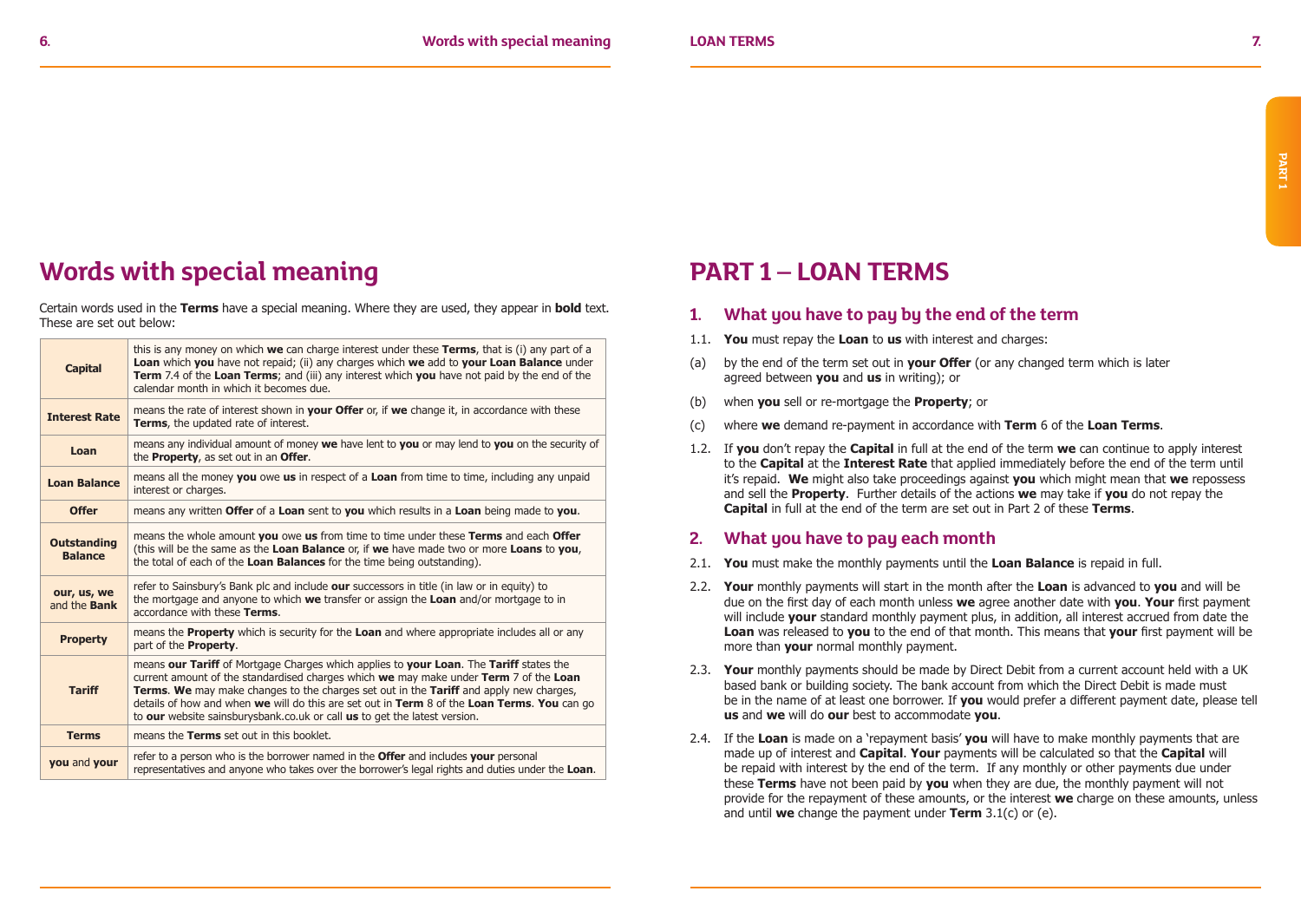# Words with special meaning

Certain words used in the **Terms** have a special meaning. Where they are used, they appear in **bold** text. These are set out below:

| | |
|---|---|
| **Capital** | this is any money on which **we** can charge interest under these **Terms**, that is (i) any part of a **Loan** which **you** have not repaid; (ii) any charges which **we** add to **your Loan Balance** under **Term** 7.4 of the **Loan Terms**; and (iii) any interest which **you** have not paid by the end of the calendar month in which it becomes due. |
| **Interest Rate** | means the rate of interest shown in **your Offer** or, if **we** change it, in accordance with these **Terms**, the updated rate of interest. |
| **Loan** | means any individual amount of money **we** have lent to **you** or may lend to **you** on the security of the **Property**, as set out in an **Offer**. |
| **Loan Balance** | means all the money **you** owe **us** in respect of a **Loan** from time to time, including any unpaid interest or charges. |
| **Offer** | means any written **Offer** of a **Loan** sent to **you** which results in a **Loan** being made to **you**. |
| **Outstanding Balance** | means the whole amount **you** owe **us** from time to time under these **Terms** and each **Offer** (this will be the same as the **Loan Balance** or, if **we** have made two or more **Loans** to **you**, the total of each of the **Loan Balances** for the time being outstanding). |
| **our, us, we** and the **Bank** | refer to Sainsbury's Bank plc and include **our** successors in title (in law or in equity) to the mortgage and anyone to which **we** transfer or assign the **Loan** and/or mortgage to in accordance with these **Terms**. |
| **Property** | means the **Property** which is security for the **Loan** and where appropriate includes all or any part of the **Property**. |
| **Tariff** | means **our Tariff** of Mortgage Charges which applies to **your Loan**. The **Tariff** states the current amount of the standardised charges which **we** may make under **Term** 7 of the **Loan Terms**. **We** may make changes to the charges set out in the **Tariff** and apply new charges, details of how and when **we** will do this are set out in **Term** 8 of the **Loan Terms**. **You** can go to **our** website sainsburysbank.co.uk or call **us** to get the latest version. |
| **Terms** | means the **Terms** set out in this booklet. |
| **you** and **your** | refer to a person who is the borrower named in the **Offer** and includes **your** personal representatives and anyone who takes over the borrower's legal rights and duties under the **Loan**. |

# PART 1 – LOAN TERMS

## 1. What you have to pay by the end of the term

1.1. **You** must repay the **Loan** to **us** with interest and charges:

(a) by the end of the term set out in **your Offer** (or any changed term which is later agreed between **you** and **us** in writing); or

(b) when **you** sell or re-mortgage the **Property**; or

(c) where **we** demand re-payment in accordance with **Term** 6 of the **Loan Terms**.

1.2. If **you** don't repay the **Capital** in full at the end of the term **we** can continue to apply interest to the **Capital** at the **Interest Rate** that applied immediately before the end of the term until it's repaid. **We** might also take proceedings against **you** which might mean that **we** repossess and sell the **Property**. Further details of the actions **we** may take if **you** do not repay the **Capital** in full at the end of the term are set out in Part 2 of these **Terms**.

## 2. What you have to pay each month

2.1. **You** must make the monthly payments until the **Loan Balance** is repaid in full.

2.2. **Your** monthly payments will start in the month after the **Loan** is advanced to **you** and will be due on the first day of each month unless **we** agree another date with **you**. **Your** first payment will include **your** standard monthly payment plus, in addition, all interest accrued from date the **Loan** was released to **you** to the end of that month. This means that **your** first payment will be more than **your** normal monthly payment.

2.3. **Your** monthly payments should be made by Direct Debit from a current account held with a UK based bank or building society. The bank account from which the Direct Debit is made must be in the name of at least one borrower. If **you** would prefer a different payment date, please tell **us** and **we** will do **our** best to accommodate **you**.

2.4. If the **Loan** is made on a 'repayment basis' **you** will have to make monthly payments that are made up of interest and **Capital**. **Your** payments will be calculated so that the **Capital** will be repaid with interest by the end of the term. If any monthly or other payments due under these **Terms** have not been paid by **you** when they are due, the monthly payment will not provide for the repayment of these amounts, or the interest **we** charge on these amounts, unless and until **we** change the payment under **Term** 3.1(c) or (e).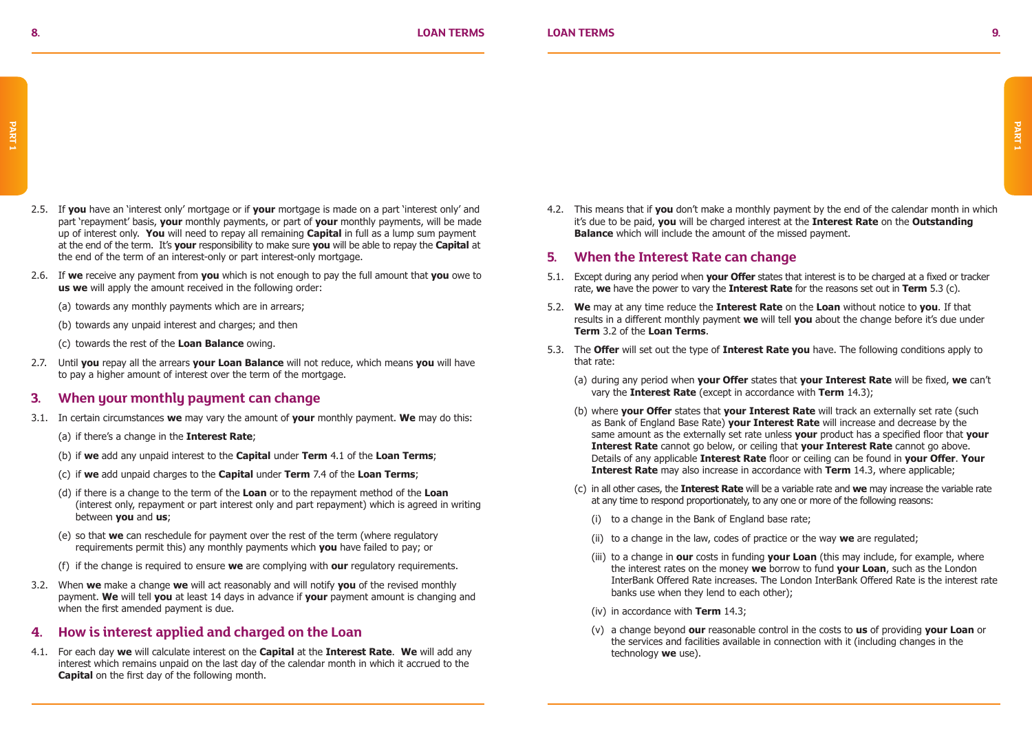2.5. If **you** have an 'interest only' mortgage or if **your** mortgage is made on a part 'interest only' and part 'repayment' basis, **your** monthly payments, or part of **your** monthly payments, will be made up of interest only. **You** will need to repay all remaining **Capital** in full as a lump sum payment at the end of the term. It's **your** responsibility to make sure **you** will be able to repay the **Capital** at the end of the term of an interest-only or part interest-only mortgage.

2.6. If **we** receive any payment from **you** which is not enough to pay the full amount that **you** owe to **us we** will apply the amount received in the following order:

(a) towards any monthly payments which are in arrears;

(b) towards any unpaid interest and charges; and then

(c) towards the rest of the **Loan Balance** owing.

2.7. Until **you** repay all the arrears **your Loan Balance** will not reduce, which means **you** will have to pay a higher amount of interest over the term of the mortgage.

## 3. When your monthly payment can change

3.1. In certain circumstances **we** may vary the amount of **your** monthly payment. **We** may do this:

(a) if there's a change in the **Interest Rate**;

(b) if **we** add any unpaid interest to the **Capital** under **Term** 4.1 of the **Loan Terms**;

(c) if **we** add unpaid charges to the **Capital** under **Term** 7.4 of the **Loan Terms**;

(d) if there is a change to the term of the **Loan** or to the repayment method of the **Loan** (interest only, repayment or part interest only and part repayment) which is agreed in writing between **you** and **us**;

(e) so that **we** can reschedule for payment over the rest of the term (where regulatory requirements permit this) any monthly payments which **you** have failed to pay; or

(f) if the change is required to ensure **we** are complying with **our** regulatory requirements.

3.2. When **we** make a change **we** will act reasonably and will notify **you** of the revised monthly payment. **We** will tell **you** at least 14 days in advance if **your** payment amount is changing and when the first amended payment is due.

## 4. How is interest applied and charged on the Loan

4.1. For each day **we** will calculate interest on the **Capital** at the **Interest Rate**. **We** will add any interest which remains unpaid on the last day of the calendar month in which it accrued to the **Capital** on the first day of the following month.

4.2. This means that if **you** don't make a monthly payment by the end of the calendar month in which it's due to be paid, **you** will be charged interest at the **Interest Rate** on the **Outstanding Balance** which will include the amount of the missed payment.

## 5. When the Interest Rate can change

5.1. Except during any period when **your Offer** states that interest is to be charged at a fixed or tracker rate, **we** have the power to vary the **Interest Rate** for the reasons set out in **Term** 5.3 (c).

5.2. **We** may at any time reduce the **Interest Rate** on the **Loan** without notice to **you**. If that results in a different monthly payment **we** will tell **you** about the change before it's due under **Term** 3.2 of the **Loan Terms**.

5.3. The **Offer** will set out the type of **Interest Rate you** have. The following conditions apply to that rate:

(a) during any period when **your Offer** states that **your Interest Rate** will be fixed, **we** can't vary the **Interest Rate** (except in accordance with **Term** 14.3);

(b) where **your Offer** states that **your Interest Rate** will track an externally set rate (such as Bank of England Base Rate) **your Interest Rate** will increase and decrease by the same amount as the externally set rate unless **your** product has a specified floor that **your Interest Rate** cannot go below, or ceiling that **your Interest Rate** cannot go above. Details of any applicable **Interest Rate** floor or ceiling can be found in **your Offer**. **Your Interest Rate** may also increase in accordance with **Term** 14.3, where applicable;

(c) in all other cases, the **Interest Rate** will be a variable rate and **we** may increase the variable rate at any time to respond proportionately, to any one or more of the following reasons:

(i) to a change in the Bank of England base rate;

(ii) to a change in the law, codes of practice or the way **we** are regulated;

(iii) to a change in **our** costs in funding **your Loan** (this may include, for example, where the interest rates on the money **we** borrow to fund **your Loan**, such as the London InterBank Offered Rate increases. The London InterBank Offered Rate is the interest rate banks use when they lend to each other);

(iv) in accordance with **Term** 14.3;

(v) a change beyond **our** reasonable control in the costs to **us** of providing **your Loan** or the services and facilities available in connection with it (including changes in the technology **we** use).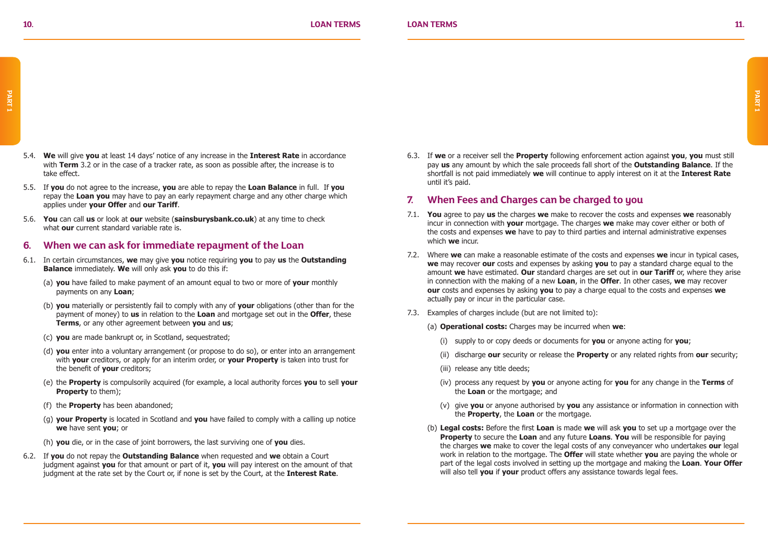5.4. **We** will give **you** at least 14 days' notice of any increase in the **Interest Rate** in accordance with **Term** 3.2 or in the case of a tracker rate, as soon as possible after, the increase is to take effect.

5.5. If **you** do not agree to the increase, **you** are able to repay the **Loan Balance** in full. If **you** repay the **Loan you** may have to pay an early repayment charge and any other charge which applies under **your Offer** and **our Tariff**.

5.6. **You** can call **us** or look at **our** website (**sainsburysbank.co.uk**) at any time to check what **our** current standard variable rate is.

## 6. When we can ask for immediate repayment of the Loan

6.1. In certain circumstances, **we** may give **you** notice requiring **you** to pay **us** the **Outstanding Balance** immediately. **We** will only ask **you** to do this if:

(a) **you** have failed to make payment of an amount equal to two or more of **your** monthly payments on any **Loan**;

(b) **you** materially or persistently fail to comply with any of **your** obligations (other than for the payment of money) to **us** in relation to the **Loan** and mortgage set out in the **Offer**, these **Terms**, or any other agreement between **you** and **us**;

(c) **you** are made bankrupt or, in Scotland, sequestrated;

(d) **you** enter into a voluntary arrangement (or propose to do so), or enter into an arrangement with **your** creditors, or apply for an interim order, or **your Property** is taken into trust for the benefit of **your** creditors;

(e) the **Property** is compulsorily acquired (for example, a local authority forces **you** to sell **your Property** to them);

(f) the **Property** has been abandoned;

(g) **your Property** is located in Scotland and **you** have failed to comply with a calling up notice **we** have sent **you**; or

(h) **you** die, or in the case of joint borrowers, the last surviving one of **you** dies.

6.2. If **you** do not repay the **Outstanding Balance** when requested and **we** obtain a Court judgment against **you** for that amount or part of it, **you** will pay interest on the amount of that judgment at the rate set by the Court or, if none is set by the Court, at the **Interest Rate**.

6.3. If **we** or a receiver sell the **Property** following enforcement action against **you**, **you** must still pay **us** any amount by which the sale proceeds fall short of the **Outstanding Balance**. If the shortfall is not paid immediately **we** will continue to apply interest on it at the **Interest Rate** until it's paid.

## 7. When Fees and Charges can be charged to you

7.1. **You** agree to pay **us** the charges **we** make to recover the costs and expenses **we** reasonably incur in connection with **your** mortgage. The charges **we** make may cover either or both of the costs and expenses **we** have to pay to third parties and internal administrative expenses which **we** incur.

7.2. Where **we** can make a reasonable estimate of the costs and expenses **we** incur in typical cases, **we** may recover **our** costs and expenses by asking **you** to pay a standard charge equal to the amount **we** have estimated. **Our** standard charges are set out in **our Tariff** or, where they arise in connection with the making of a new **Loan**, in the **Offer**. In other cases, **we** may recover **our** costs and expenses by asking **you** to pay a charge equal to the costs and expenses **we** actually pay or incur in the particular case.

7.3. Examples of charges include (but are not limited to):

(a) **Operational costs:** Charges may be incurred when **we**:

(i) supply to or copy deeds or documents for **you** or anyone acting for **you**;

(ii) discharge **our** security or release the **Property** or any related rights from **our** security;

(iii) release any title deeds;

(iv) process any request by **you** or anyone acting for **you** for any change in the **Terms** of the **Loan** or the mortgage; and

(v) give **you** or anyone authorised by **you** any assistance or information in connection with the **Property**, the **Loan** or the mortgage.

(b) **Legal costs:** Before the first **Loan** is made **we** will ask **you** to set up a mortgage over the **Property** to secure the **Loan** and any future **Loans**. **You** will be responsible for paying the charges **we** make to cover the legal costs of any conveyancer who undertakes **our** legal work in relation to the mortgage. The **Offer** will state whether **you** are paying the whole or part of the legal costs involved in setting up the mortgage and making the **Loan**. **Your Offer** will also tell **you** if **your** product offers any assistance towards legal fees.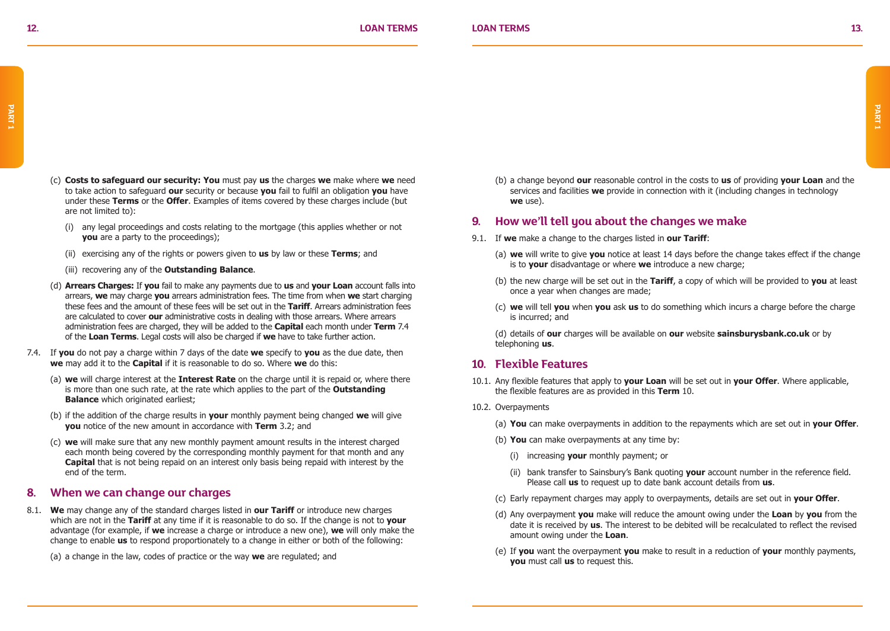(c) **Costs to safeguard our security: You** must pay **us** the charges **we** make where **we** need to take action to safeguard **our** security or because **you** fail to fulfil an obligation **you** have under these **Terms** or the **Offer**. Examples of items covered by these charges include (but are not limited to):

  (i) any legal proceedings and costs relating to the mortgage (this applies whether or not **you** are a party to the proceedings);

  (ii) exercising any of the rights or powers given to **us** by law or these **Terms**; and

  (iii) recovering any of the **Outstanding Balance**.

(d) **Arrears Charges:** If **you** fail to make any payments due to **us** and **your Loan** account falls into arrears, **we** may charge **you** arrears administration fees. The time from when **we** start charging these fees and the amount of these fees will be set out in the **Tariff**. Arrears administration fees are calculated to cover **our** administrative costs in dealing with those arrears. Where arrears administration fees are charged, they will be added to the **Capital** each month under **Term** 7.4 of the **Loan Terms**. Legal costs will also be charged if **we** have to take further action.

7.4. If **you** do not pay a charge within 7 days of the date **we** specify to **you** as the due date, then **we** may add it to the **Capital** if it is reasonable to do so. Where **we** do this:

  (a) **we** will charge interest at the **Interest Rate** on the charge until it is repaid or, where there is more than one such rate, at the rate which applies to the part of the **Outstanding Balance** which originated earliest;

  (b) if the addition of the charge results in **your** monthly payment being changed **we** will give **you** notice of the new amount in accordance with **Term** 3.2; and

  (c) **we** will make sure that any new monthly payment amount results in the interest charged each month being covered by the corresponding monthly payment for that month and any **Capital** that is not being repaid on an interest only basis being repaid with interest by the end of the term.

## 8. When we can change our charges

8.1. **We** may change any of the standard charges listed in **our Tariff** or introduce new charges which are not in the **Tariff** at any time if it is reasonable to do so. If the change is not to **your** advantage (for example, if **we** increase a charge or introduce a new one), **we** will only make the change to enable **us** to respond proportionately to a change in either or both of the following:

  (a) a change in the law, codes of practice or the way **we** are regulated; and

  (b) a change beyond **our** reasonable control in the costs to **us** of providing **your Loan** and the services and facilities **we** provide in connection with it (including changes in technology **we** use).

## 9. How we'll tell you about the changes we make

9.1. If **we** make a change to the charges listed in **our Tariff**:

  (a) **we** will write to give **you** notice at least 14 days before the change takes effect if the change is to **your** disadvantage or where **we** introduce a new charge;

  (b) the new charge will be set out in the **Tariff**, a copy of which will be provided to **you** at least once a year when changes are made;

  (c) **we** will tell **you** when **you** ask **us** to do something which incurs a charge before the charge is incurred; and

  (d) details of **our** charges will be available on **our** website **sainsburysbank.co.uk** or by telephoning **us**.

## 10. Flexible Features

10.1. Any flexible features that apply to **your Loan** will be set out in **your Offer**. Where applicable, the flexible features are as provided in this **Term** 10.

10.2. Overpayments

  (a) **You** can make overpayments in addition to the repayments which are set out in **your Offer**.

  (b) **You** can make overpayments at any time by:

    (i) increasing **your** monthly payment; or

    (ii) bank transfer to Sainsbury's Bank quoting **your** account number in the reference field. Please call **us** to request up to date bank account details from **us**.

  (c) Early repayment charges may apply to overpayments, details are set out in **your Offer**.

  (d) Any overpayment **you** make will reduce the amount owing under the **Loan** by **you** from the date it is received by **us**. The interest to be debited will be recalculated to reflect the revised amount owing under the **Loan**.

  (e) If **you** want the overpayment **you** make to result in a reduction of **your** monthly payments, **you** must call **us** to request this.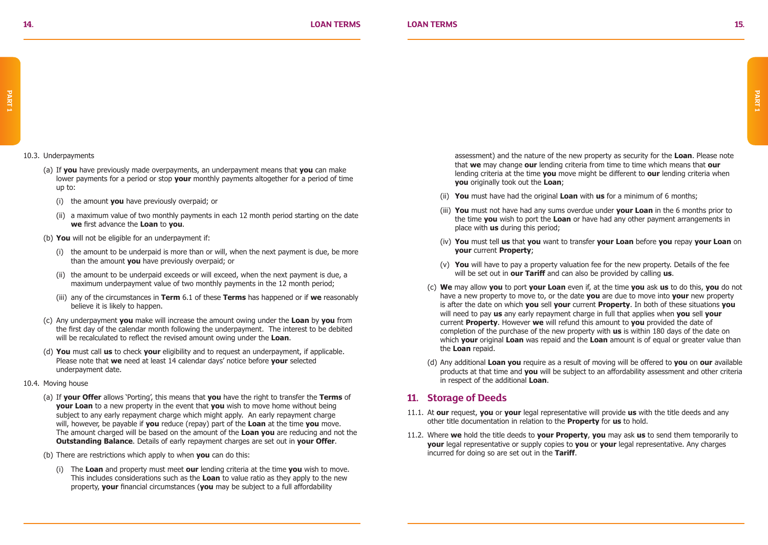10.3. Underpayments

(a) If **you** have previously made overpayments, an underpayment means that **you** can make lower payments for a period or stop **your** monthly payments altogether for a period of time up to:

(i) the amount **you** have previously overpaid; or

(ii) a maximum value of two monthly payments in each 12 month period starting on the date **we** first advance the **Loan** to **you**.

(b) **You** will not be eligible for an underpayment if:

(i) the amount to be underpaid is more than or will, when the next payment is due, be more than the amount **you** have previously overpaid; or

(ii) the amount to be underpaid exceeds or will exceed, when the next payment is due, a maximum underpayment value of two monthly payments in the 12 month period;

(iii) any of the circumstances in **Term** 6.1 of these **Terms** has happened or if **we** reasonably believe it is likely to happen.

(c) Any underpayment **you** make will increase the amount owing under the **Loan** by **you** from the first day of the calendar month following the underpayment. The interest to be debited will be recalculated to reflect the revised amount owing under the **Loan**.

(d) **You** must call **us** to check **your** eligibility and to request an underpayment, if applicable. Please note that **we** need at least 14 calendar days' notice before **your** selected underpayment date.

10.4. Moving house

(a) If **your Offer** allows 'Porting', this means that **you** have the right to transfer the **Terms** of **your Loan** to a new property in the event that **you** wish to move home without being subject to any early repayment charge which might apply. An early repayment charge will, however, be payable if **you** reduce (repay) part of the **Loan** at the time **you** move. The amount charged will be based on the amount of the **Loan you** are reducing and not the **Outstanding Balance**. Details of early repayment charges are set out in **your Offer**.

(b) There are restrictions which apply to when **you** can do this:

(i) The **Loan** and property must meet **our** lending criteria at the time **you** wish to move. This includes considerations such as the **Loan** to value ratio as they apply to the new property, **your** financial circumstances (**you** may be subject to a full affordability assessment) and the nature of the new property as security for the **Loan**. Please note that **we** may change **our** lending criteria from time to time which means that **our** lending criteria at the time **you** move might be different to **our** lending criteria when **you** originally took out the **Loan**;

(ii) **You** must have had the original **Loan** with **us** for a minimum of 6 months;

(iii) **You** must not have had any sums overdue under **your Loan** in the 6 months prior to the time **you** wish to port the **Loan** or have had any other payment arrangements in place with **us** during this period;

(iv) **You** must tell **us** that **you** want to transfer **your Loan** before **you** repay **your Loan** on **your** current **Property**;

(v) **You** will have to pay a property valuation fee for the new property. Details of the fee will be set out in **our Tariff** and can also be provided by calling **us**.

(c) **We** may allow **you** to port **your Loan** even if, at the time **you** ask **us** to do this, **you** do not have a new property to move to, or the date **you** are due to move into **your** new property is after the date on which **you** sell **your** current **Property**. In both of these situations **you** will need to pay **us** any early repayment charge in full that applies when **you** sell **your** current **Property**. However **we** will refund this amount to **you** provided the date of completion of the purchase of the new property with **us** is within 180 days of the date on which **your** original **Loan** was repaid and the **Loan** amount is of equal or greater value than the **Loan** repaid.

(d) Any additional **Loan you** require as a result of moving will be offered to **you** on **our** available products at that time and **you** will be subject to an affordability assessment and other criteria in respect of the additional **Loan**.

## 11. Storage of Deeds

11.1. At **our** request, **you** or **your** legal representative will provide **us** with the title deeds and any other title documentation in relation to the **Property** for **us** to hold.

11.2. Where **we** hold the title deeds to **your Property**, **you** may ask **us** to send them temporarily to **your** legal representative or supply copies to **you** or **your** legal representative. Any charges incurred for doing so are set out in the **Tariff**.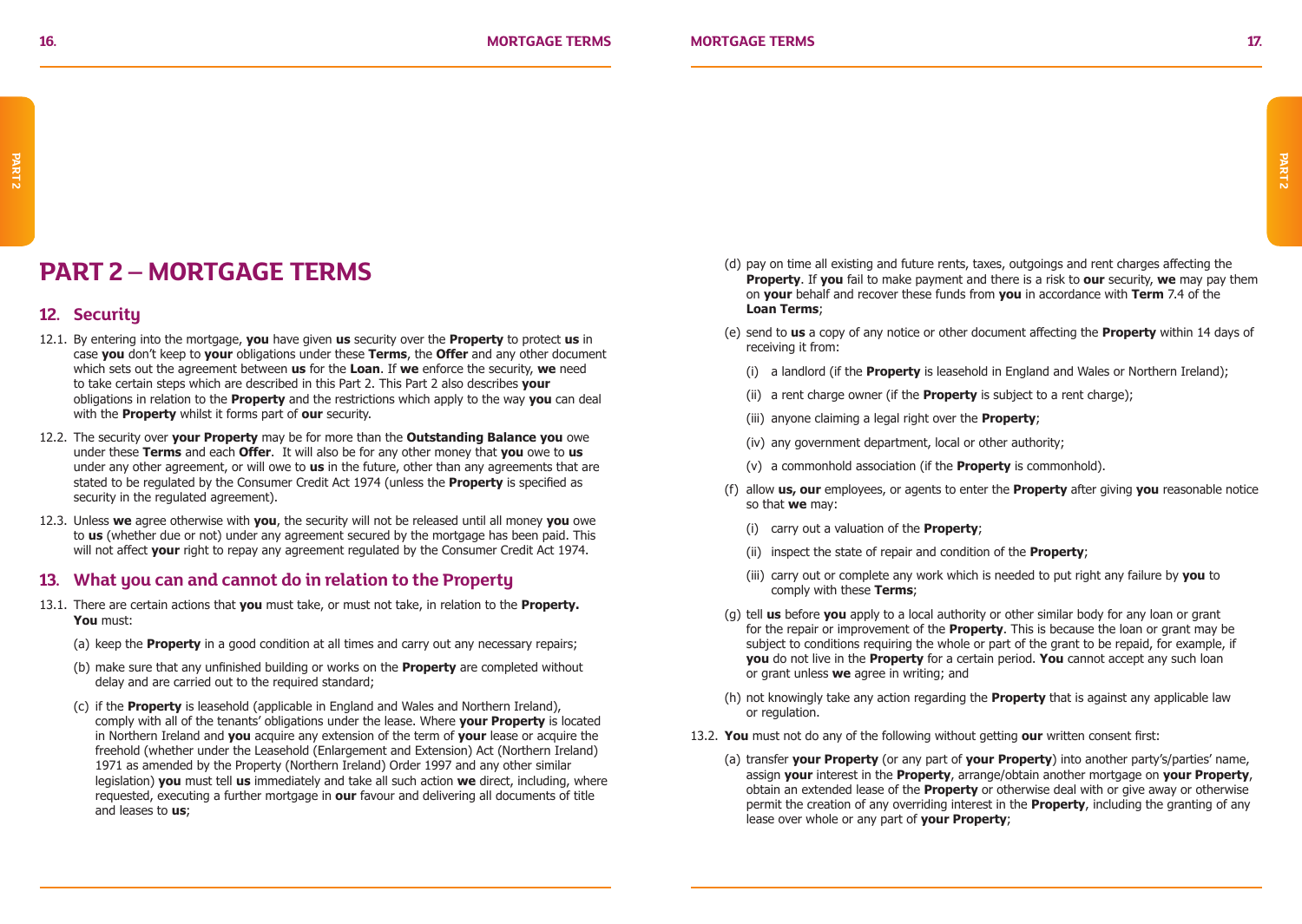# PART 2 – MORTGAGE TERMS

## 12. Security

12.1. By entering into the mortgage, **you** have given **us** security over the **Property** to protect **us** in case **you** don't keep to **your** obligations under these **Terms**, the **Offer** and any other document which sets out the agreement between **us** for the **Loan**. If **we** enforce the security, **we** need to take certain steps which are described in this Part 2. This Part 2 also describes **your** obligations in relation to the **Property** and the restrictions which apply to the way **you** can deal with the **Property** whilst it forms part of **our** security.

12.2. The security over **your Property** may be for more than the **Outstanding Balance you** owe under these **Terms** and each **Offer**. It will also be for any other money that **you** owe to **us** under any other agreement, or will owe to **us** in the future, other than any agreements that are stated to be regulated by the Consumer Credit Act 1974 (unless the **Property** is specified as security in the regulated agreement).

12.3. Unless **we** agree otherwise with **you**, the security will not be released until all money **you** owe to **us** (whether due or not) under any agreement secured by the mortgage has been paid. This will not affect **your** right to repay any agreement regulated by the Consumer Credit Act 1974.

## 13. What you can and cannot do in relation to the Property

13.1. There are certain actions that **you** must take, or must not take, in relation to the **Property. You** must:

(a) keep the **Property** in a good condition at all times and carry out any necessary repairs;

(b) make sure that any unfinished building or works on the **Property** are completed without delay and are carried out to the required standard;

(c) if the **Property** is leasehold (applicable in England and Wales and Northern Ireland), comply with all of the tenants' obligations under the lease. Where **your Property** is located in Northern Ireland and **you** acquire any extension of the term of **your** lease or acquire the freehold (whether under the Leasehold (Enlargement and Extension) Act (Northern Ireland) 1971 as amended by the Property (Northern Ireland) Order 1997 and any other similar legislation) **you** must tell **us** immediately and take all such action **we** direct, including, where requested, executing a further mortgage in **our** favour and delivering all documents of title and leases to **us**;

(d) pay on time all existing and future rents, taxes, outgoings and rent charges affecting the **Property**. If **you** fail to make payment and there is a risk to **our** security, **we** may pay them on **your** behalf and recover these funds from **you** in accordance with **Term** 7.4 of the **Loan Terms**;

(e) send to **us** a copy of any notice or other document affecting the **Property** within 14 days of receiving it from:

(i) a landlord (if the **Property** is leasehold in England and Wales or Northern Ireland);

(ii) a rent charge owner (if the **Property** is subject to a rent charge);

(iii) anyone claiming a legal right over the **Property**;

(iv) any government department, local or other authority;

(v) a commonhold association (if the **Property** is commonhold).

(f) allow **us, our** employees, or agents to enter the **Property** after giving **you** reasonable notice so that **we** may:

(i) carry out a valuation of the **Property**;

(ii) inspect the state of repair and condition of the **Property**;

(iii) carry out or complete any work which is needed to put right any failure by **you** to comply with these **Terms**;

(g) tell **us** before **you** apply to a local authority or other similar body for any loan or grant for the repair or improvement of the **Property**. This is because the loan or grant may be subject to conditions requiring the whole or part of the grant to be repaid, for example, if **you** do not live in the **Property** for a certain period. **You** cannot accept any such loan or grant unless **we** agree in writing; and

(h) not knowingly take any action regarding the **Property** that is against any applicable law or regulation.

13.2. **You** must not do any of the following without getting **our** written consent first:

(a) transfer **your Property** (or any part of **your Property**) into another party's/parties' name, assign **your** interest in the **Property**, arrange/obtain another mortgage on **your Property**, obtain an extended lease of the **Property** or otherwise deal with or give away or otherwise permit the creation of any overriding interest in the **Property**, including the granting of any lease over whole or any part of **your Property**;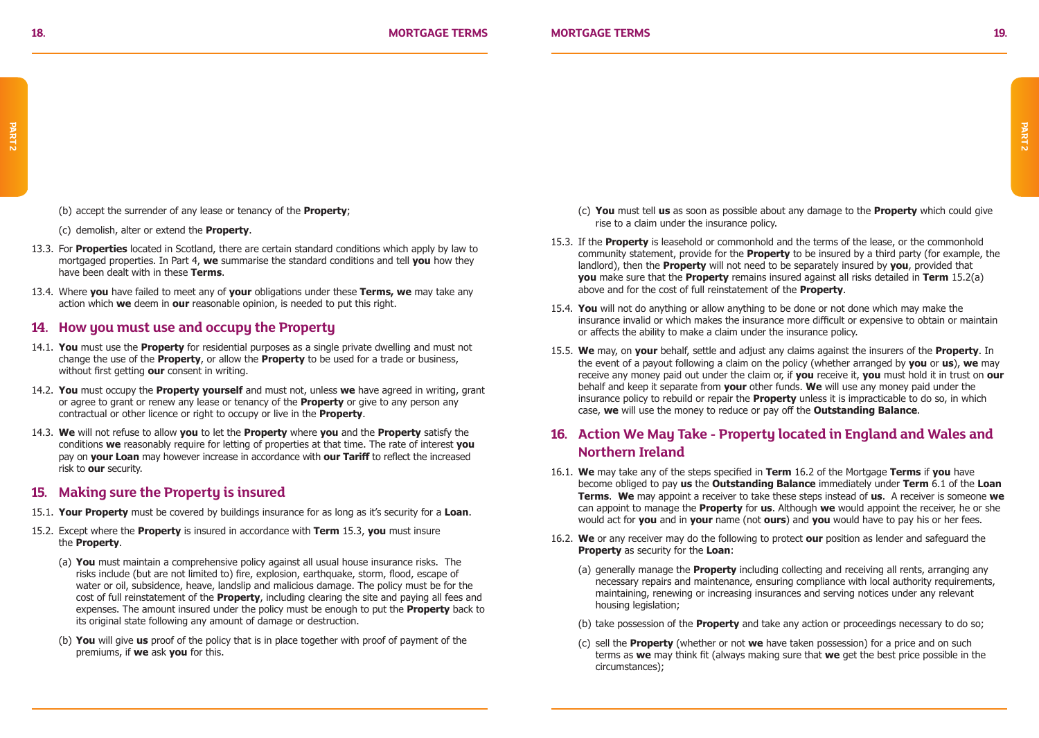(b) accept the surrender of any lease or tenancy of the **Property**;

(c) demolish, alter or extend the **Property**.

13.3. For **Properties** located in Scotland, there are certain standard conditions which apply by law to mortgaged properties. In Part 4, **we** summarise the standard conditions and tell **you** how they have been dealt with in these **Terms**.

13.4. Where **you** have failed to meet any of **your** obligations under these **Terms, we** may take any action which **we** deem in **our** reasonable opinion, is needed to put this right.

## 14. How you must use and occupy the Property

14.1. **You** must use the **Property** for residential purposes as a single private dwelling and must not change the use of the **Property**, or allow the **Property** to be used for a trade or business, without first getting **our** consent in writing.

14.2. **You** must occupy the **Property yourself** and must not, unless **we** have agreed in writing, grant or agree to grant or renew any lease or tenancy of the **Property** or give to any person any contractual or other licence or right to occupy or live in the **Property**.

14.3. **We** will not refuse to allow **you** to let the **Property** where **you** and the **Property** satisfy the conditions **we** reasonably require for letting of properties at that time. The rate of interest **you** pay on **your Loan** may however increase in accordance with **our Tariff** to reflect the increased risk to **our** security.

## 15. Making sure the Property is insured

15.1. **Your Property** must be covered by buildings insurance for as long as it's security for a **Loan**.

15.2. Except where the **Property** is insured in accordance with **Term** 15.3, **you** must insure the **Property**.

(a) **You** must maintain a comprehensive policy against all usual house insurance risks. The risks include (but are not limited to) fire, explosion, earthquake, storm, flood, escape of water or oil, subsidence, heave, landslip and malicious damage. The policy must be for the cost of full reinstatement of the **Property**, including clearing the site and paying all fees and expenses. The amount insured under the policy must be enough to put the **Property** back to its original state following any amount of damage or destruction.

(b) **You** will give **us** proof of the policy that is in place together with proof of payment of the premiums, if **we** ask **you** for this.

(c) **You** must tell **us** as soon as possible about any damage to the **Property** which could give rise to a claim under the insurance policy.

15.3. If the **Property** is leasehold or commonhold and the terms of the lease, or the commonhold community statement, provide for the **Property** to be insured by a third party (for example, the landlord), then the **Property** will not need to be separately insured by **you**, provided that **you** make sure that the **Property** remains insured against all risks detailed in **Term** 15.2(a) above and for the cost of full reinstatement of the **Property**.

15.4. **You** will not do anything or allow anything to be done or not done which may make the insurance invalid or which makes the insurance more difficult or expensive to obtain or maintain or affects the ability to make a claim under the insurance policy.

15.5. **We** may, on **your** behalf, settle and adjust any claims against the insurers of the **Property**. In the event of a payout following a claim on the policy (whether arranged by **you** or **us**), **we** may receive any money paid out under the claim or, if **you** receive it, **you** must hold it in trust on **our** behalf and keep it separate from **your** other funds. **We** will use any money paid under the insurance policy to rebuild or repair the **Property** unless it is impracticable to do so, in which case, **we** will use the money to reduce or pay off the **Outstanding Balance**.

## 16. Action We May Take - Property located in England and Wales and Northern Ireland

16.1. **We** may take any of the steps specified in **Term** 16.2 of the Mortgage **Terms** if **you** have become obliged to pay **us** the **Outstanding Balance** immediately under **Term** 6.1 of the **Loan Terms**. **We** may appoint a receiver to take these steps instead of **us**. A receiver is someone **we** can appoint to manage the **Property** for **us**. Although **we** would appoint the receiver, he or she would act for **you** and in **your** name (not **ours**) and **you** would have to pay his or her fees.

16.2. **We** or any receiver may do the following to protect **our** position as lender and safeguard the **Property** as security for the **Loan**:

(a) generally manage the **Property** including collecting and receiving all rents, arranging any necessary repairs and maintenance, ensuring compliance with local authority requirements, maintaining, renewing or increasing insurances and serving notices under any relevant housing legislation;

(b) take possession of the **Property** and take any action or proceedings necessary to do so;

(c) sell the **Property** (whether or not **we** have taken possession) for a price and on such terms as **we** may think fit (always making sure that **we** get the best price possible in the circumstances);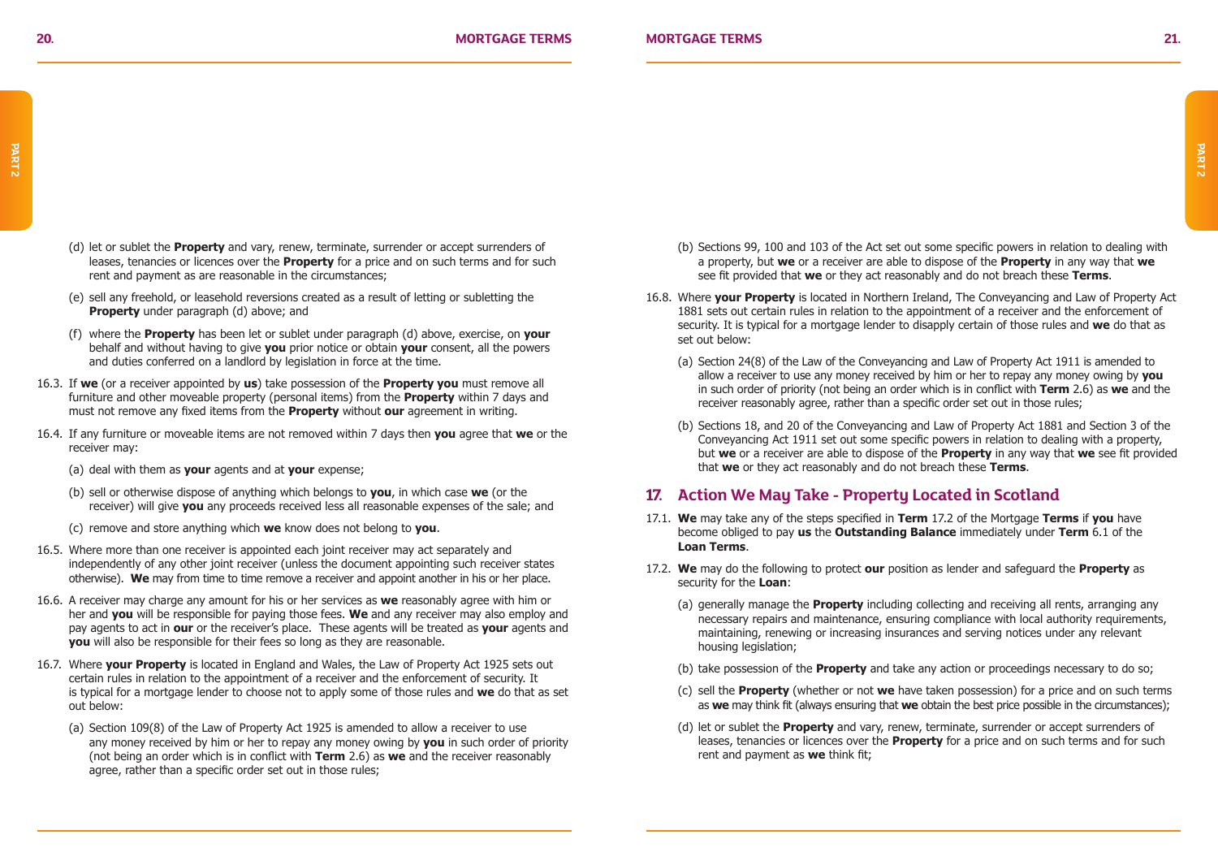(d) let or sublet the **Property** and vary, renew, terminate, surrender or accept surrenders of leases, tenancies or licences over the **Property** for a price and on such terms and for such rent and payment as are reasonable in the circumstances;

(e) sell any freehold, or leasehold reversions created as a result of letting or subletting the **Property** under paragraph (d) above; and

(f) where the **Property** has been let or sublet under paragraph (d) above, exercise, on **your** behalf and without having to give **you** prior notice or obtain **your** consent, all the powers and duties conferred on a landlord by legislation in force at the time.

16.3. If **we** (or a receiver appointed by **us**) take possession of the **Property you** must remove all furniture and other moveable property (personal items) from the **Property** within 7 days and must not remove any fixed items from the **Property** without **our** agreement in writing.

16.4. If any furniture or moveable items are not removed within 7 days then **you** agree that **we** or the receiver may:

(a) deal with them as **your** agents and at **your** expense;

(b) sell or otherwise dispose of anything which belongs to **you**, in which case **we** (or the receiver) will give **you** any proceeds received less all reasonable expenses of the sale; and

(c) remove and store anything which **we** know does not belong to **you**.

16.5. Where more than one receiver is appointed each joint receiver may act separately and independently of any other joint receiver (unless the document appointing such receiver states otherwise). **We** may from time to time remove a receiver and appoint another in his or her place.

16.6. A receiver may charge any amount for his or her services as **we** reasonably agree with him or her and **you** will be responsible for paying those fees. **We** and any receiver may also employ and pay agents to act in **our** or the receiver's place. These agents will be treated as **your** agents and **you** will also be responsible for their fees so long as they are reasonable.

16.7. Where **your Property** is located in England and Wales, the Law of Property Act 1925 sets out certain rules in relation to the appointment of a receiver and the enforcement of security. It is typical for a mortgage lender to choose not to apply some of those rules and **we** do that as set out below:

(a) Section 109(8) of the Law of Property Act 1925 is amended to allow a receiver to use any money received by him or her to repay any money owing by **you** in such order of priority (not being an order which is in conflict with **Term** 2.6) as **we** and the receiver reasonably agree, rather than a specific order set out in those rules;

(b) Sections 99, 100 and 103 of the Act set out some specific powers in relation to dealing with a property, but **we** or a receiver are able to dispose of the **Property** in any way that **we** see fit provided that **we** or they act reasonably and do not breach these **Terms**.

16.8. Where **your Property** is located in Northern Ireland, The Conveyancing and Law of Property Act 1881 sets out certain rules in relation to the appointment of a receiver and the enforcement of security. It is typical for a mortgage lender to disapply certain of those rules and **we** do that as set out below:

(a) Section 24(8) of the Law of the Conveyancing and Law of Property Act 1911 is amended to allow a receiver to use any money received by him or her to repay any money owing by **you** in such order of priority (not being an order which is in conflict with **Term** 2.6) as **we** and the receiver reasonably agree, rather than a specific order set out in those rules;

(b) Sections 18, and 20 of the Conveyancing and Law of Property Act 1881 and Section 3 of the Conveyancing Act 1911 set out some specific powers in relation to dealing with a property, but **we** or a receiver are able to dispose of the **Property** in any way that **we** see fit provided that **we** or they act reasonably and do not breach these **Terms**.

## 17. Action We May Take - Property Located in Scotland

17.1. **We** may take any of the steps specified in **Term** 17.2 of the Mortgage **Terms** if **you** have become obliged to pay **us** the **Outstanding Balance** immediately under **Term** 6.1 of the **Loan Terms**.

17.2. **We** may do the following to protect **our** position as lender and safeguard the **Property** as security for the **Loan**:

(a) generally manage the **Property** including collecting and receiving all rents, arranging any necessary repairs and maintenance, ensuring compliance with local authority requirements, maintaining, renewing or increasing insurances and serving notices under any relevant housing legislation;

(b) take possession of the **Property** and take any action or proceedings necessary to do so;

(c) sell the **Property** (whether or not **we** have taken possession) for a price and on such terms as **we** may think fit (always ensuring that **we** obtain the best price possible in the circumstances);

(d) let or sublet the **Property** and vary, renew, terminate, surrender or accept surrenders of leases, tenancies or licences over the **Property** for a price and on such terms and for such rent and payment as **we** think fit;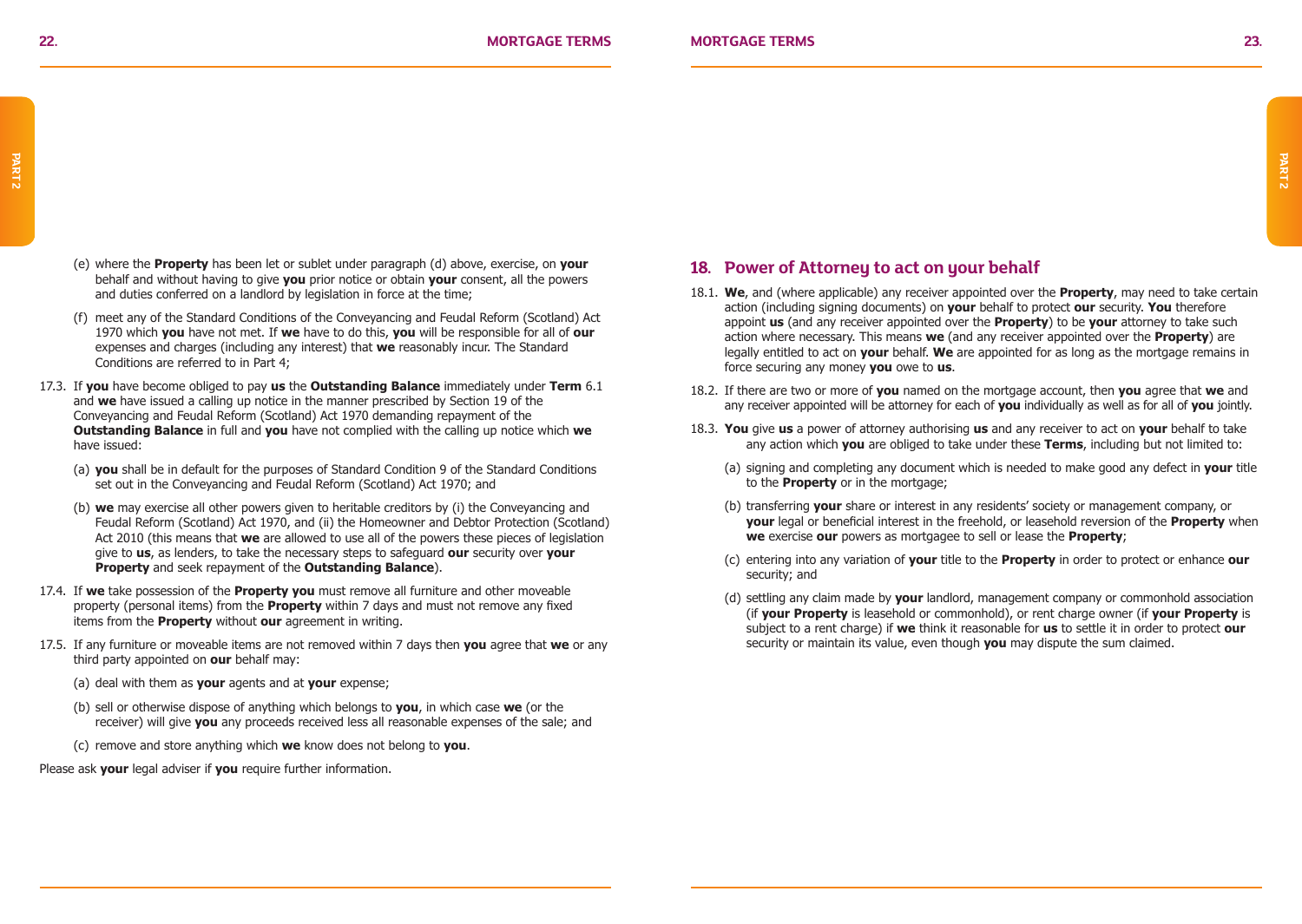(e) where the **Property** has been let or sublet under paragraph (d) above, exercise, on **your** behalf and without having to give **you** prior notice or obtain **your** consent, all the powers and duties conferred on a landlord by legislation in force at the time;

(f) meet any of the Standard Conditions of the Conveyancing and Feudal Reform (Scotland) Act 1970 which **you** have not met. If **we** have to do this, **you** will be responsible for all of **our** expenses and charges (including any interest) that **we** reasonably incur. The Standard Conditions are referred to in Part 4;

17.3. If **you** have become obliged to pay **us** the **Outstanding Balance** immediately under **Term** 6.1 and **we** have issued a calling up notice in the manner prescribed by Section 19 of the Conveyancing and Feudal Reform (Scotland) Act 1970 demanding repayment of the **Outstanding Balance** in full and **you** have not complied with the calling up notice which **we** have issued:

(a) **you** shall be in default for the purposes of Standard Condition 9 of the Standard Conditions set out in the Conveyancing and Feudal Reform (Scotland) Act 1970; and

(b) **we** may exercise all other powers given to heritable creditors by (i) the Conveyancing and Feudal Reform (Scotland) Act 1970, and (ii) the Homeowner and Debtor Protection (Scotland) Act 2010 (this means that **we** are allowed to use all of the powers these pieces of legislation give to **us**, as lenders, to take the necessary steps to safeguard **our** security over **your Property** and seek repayment of the **Outstanding Balance**).

17.4. If **we** take possession of the **Property you** must remove all furniture and other moveable property (personal items) from the **Property** within 7 days and must not remove any fixed items from the **Property** without **our** agreement in writing.

17.5. If any furniture or moveable items are not removed within 7 days then **you** agree that **we** or any third party appointed on **our** behalf may:

(a) deal with them as **your** agents and at **your** expense;

(b) sell or otherwise dispose of anything which belongs to **you**, in which case **we** (or the receiver) will give **you** any proceeds received less all reasonable expenses of the sale; and

(c) remove and store anything which **we** know does not belong to **you**.

Please ask **your** legal adviser if **you** require further information.

## 18. Power of Attorney to act on your behalf

18.1. **We**, and (where applicable) any receiver appointed over the **Property**, may need to take certain action (including signing documents) on **your** behalf to protect **our** security. **You** therefore appoint **us** (and any receiver appointed over the **Property**) to be **your** attorney to take such action where necessary. This means **we** (and any receiver appointed over the **Property**) are legally entitled to act on **your** behalf. **We** are appointed for as long as the mortgage remains in force securing any money **you** owe to **us**.

18.2. If there are two or more of **you** named on the mortgage account, then **you** agree that **we** and any receiver appointed will be attorney for each of **you** individually as well as for all of **you** jointly.

18.3. **You** give **us** a power of attorney authorising **us** and any receiver to act on **your** behalf to take any action which **you** are obliged to take under these **Terms**, including but not limited to:

(a) signing and completing any document which is needed to make good any defect in **your** title to the **Property** or in the mortgage;

(b) transferring **your** share or interest in any residents' society or management company, or **your** legal or beneficial interest in the freehold, or leasehold reversion of the **Property** when **we** exercise **our** powers as mortgagee to sell or lease the **Property**;

(c) entering into any variation of **your** title to the **Property** in order to protect or enhance **our** security; and

(d) settling any claim made by **your** landlord, management company or commonhold association (if **your Property** is leasehold or commonhold), or rent charge owner (if **your Property** is subject to a rent charge) if **we** think it reasonable for **us** to settle it in order to protect **our** security or maintain its value, even though **you** may dispute the sum claimed.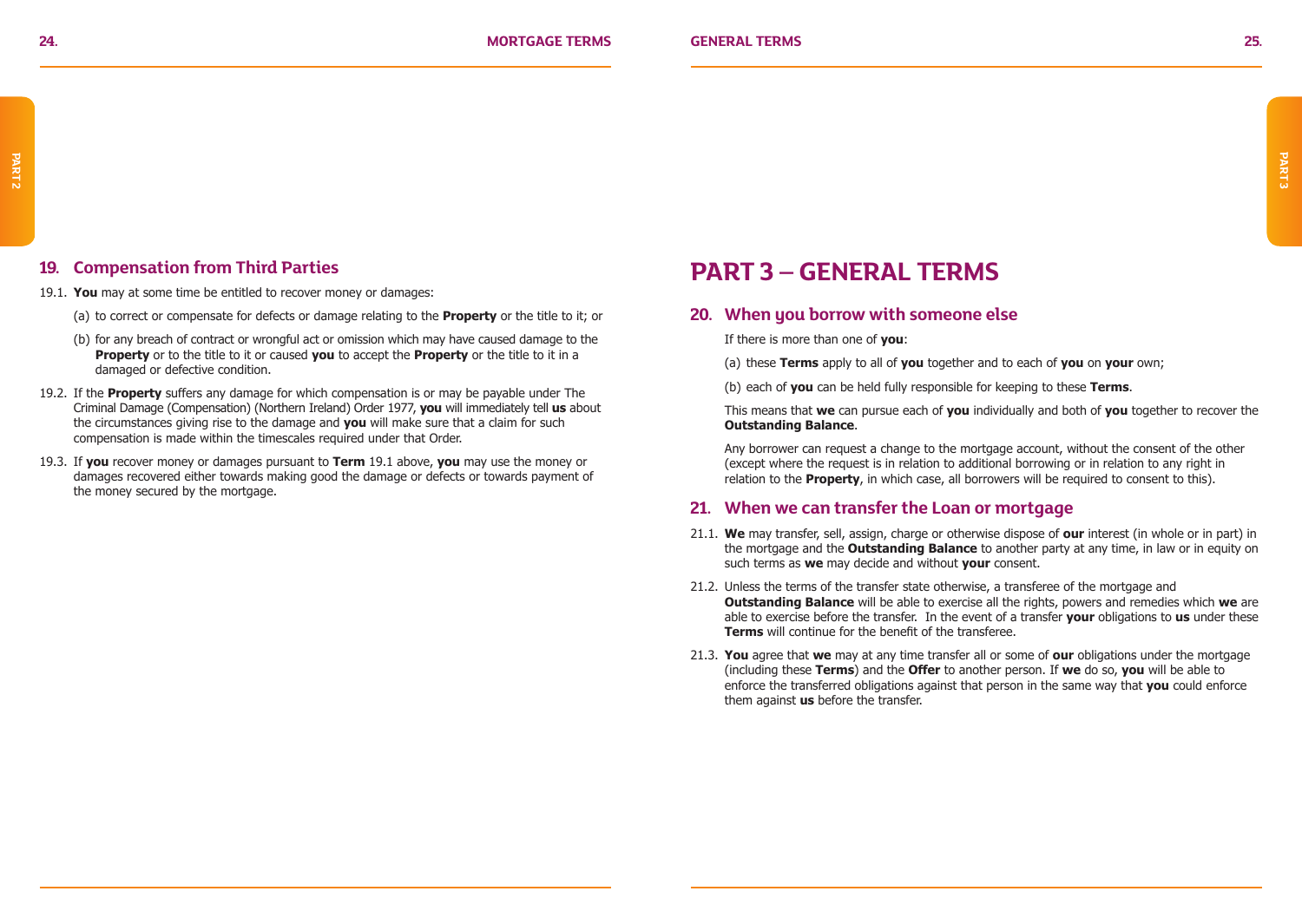## 19. Compensation from Third Parties

19.1. **You** may at some time be entitled to recover money or damages:

(a) to correct or compensate for defects or damage relating to the **Property** or the title to it; or

(b) for any breach of contract or wrongful act or omission which may have caused damage to the **Property** or to the title to it or caused **you** to accept the **Property** or the title to it in a damaged or defective condition.

19.2. If the **Property** suffers any damage for which compensation is or may be payable under The Criminal Damage (Compensation) (Northern Ireland) Order 1977, **you** will immediately tell **us** about the circumstances giving rise to the damage and **you** will make sure that a claim for such compensation is made within the timescales required under that Order.

19.3. If **you** recover money or damages pursuant to **Term** 19.1 above, **you** may use the money or damages recovered either towards making good the damage or defects or towards payment of the money secured by the mortgage.

# PART 3 – GENERAL TERMS

## 20. When you borrow with someone else

If there is more than one of **you**:

(a) these **Terms** apply to all of **you** together and to each of **you** on **your** own;

(b) each of **you** can be held fully responsible for keeping to these **Terms**.

This means that **we** can pursue each of **you** individually and both of **you** together to recover the **Outstanding Balance**.

Any borrower can request a change to the mortgage account, without the consent of the other (except where the request is in relation to additional borrowing or in relation to any right in relation to the **Property**, in which case, all borrowers will be required to consent to this).

## 21. When we can transfer the Loan or mortgage

21.1. **We** may transfer, sell, assign, charge or otherwise dispose of **our** interest (in whole or in part) in the mortgage and the **Outstanding Balance** to another party at any time, in law or in equity on such terms as **we** may decide and without **your** consent.

21.2. Unless the terms of the transfer state otherwise, a transferee of the mortgage and **Outstanding Balance** will be able to exercise all the rights, powers and remedies which **we** are able to exercise before the transfer. In the event of a transfer **your** obligations to **us** under these **Terms** will continue for the benefit of the transferee.

21.3. **You** agree that **we** may at any time transfer all or some of **our** obligations under the mortgage (including these **Terms**) and the **Offer** to another person. If **we** do so, **you** will be able to enforce the transferred obligations against that person in the same way that **you** could enforce them against **us** before the transfer.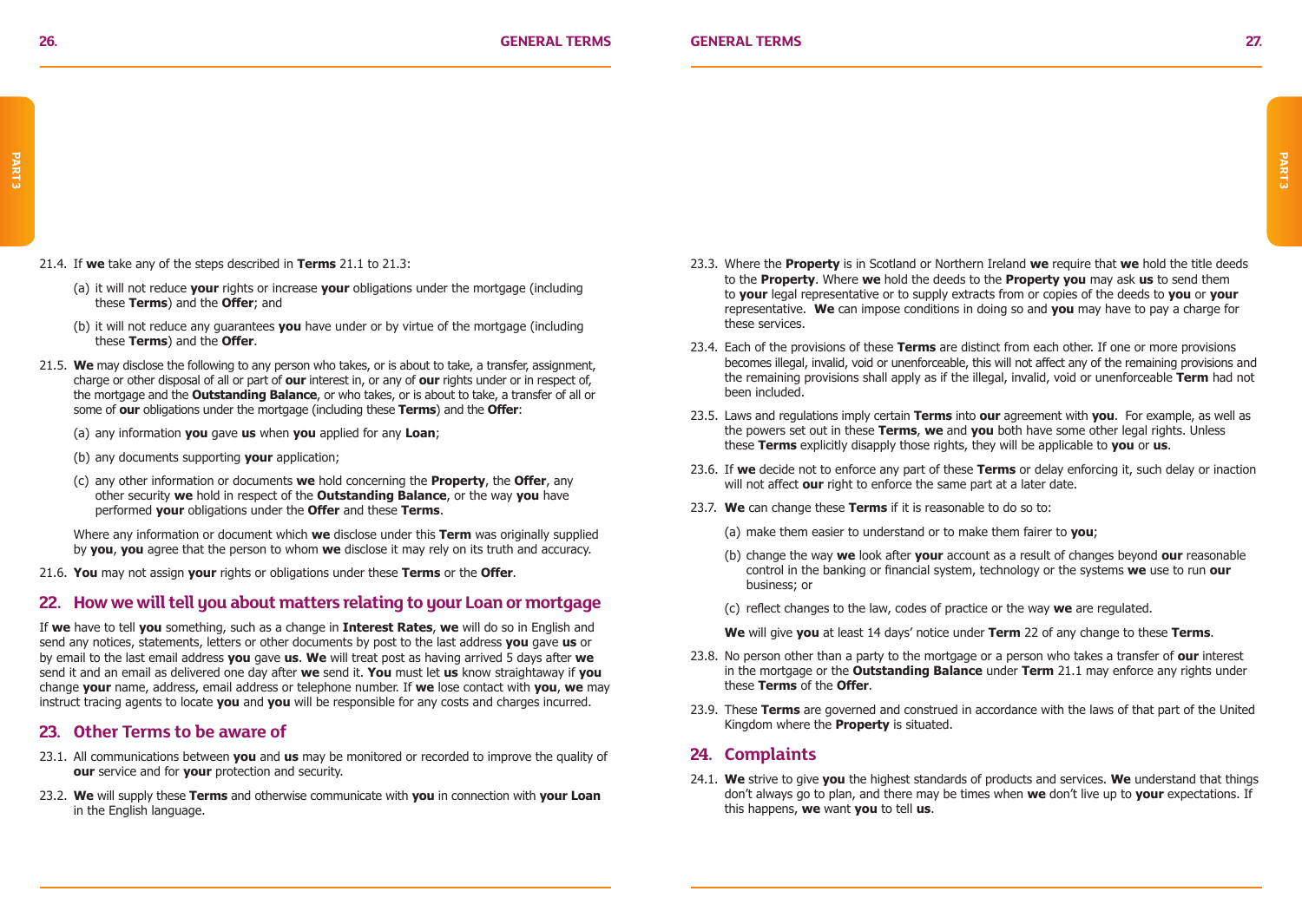21.4. If **we** take any of the steps described in **Terms** 21.1 to 21.3:

(a) it will not reduce **your** rights or increase **your** obligations under the mortgage (including these **Terms**) and the **Offer**; and

(b) it will not reduce any guarantees **you** have under or by virtue of the mortgage (including these **Terms**) and the **Offer**.

21.5. **We** may disclose the following to any person who takes, or is about to take, a transfer, assignment, charge or other disposal of all or part of **our** interest in, or any of **our** rights under or in respect of, the mortgage and the **Outstanding Balance**, or who takes, or is about to take, a transfer of all or some of **our** obligations under the mortgage (including these **Terms**) and the **Offer**:

(a) any information **you** gave **us** when **you** applied for any **Loan**;

(b) any documents supporting **your** application;

(c) any other information or documents **we** hold concerning the **Property**, the **Offer**, any other security **we** hold in respect of the **Outstanding Balance**, or the way **you** have performed **your** obligations under the **Offer** and these **Terms**.

Where any information or document which **we** disclose under this **Term** was originally supplied by **you**, **you** agree that the person to whom **we** disclose it may rely on its truth and accuracy.

21.6. **You** may not assign **your** rights or obligations under these **Terms** or the **Offer**.

## 22. How we will tell you about matters relating to your Loan or mortgage

If **we** have to tell **you** something, such as a change in **Interest Rates**, **we** will do so in English and send any notices, statements, letters or other documents by post to the last address **you** gave **us** or by email to the last email address **you** gave **us**. **We** will treat post as having arrived 5 days after **we** send it and an email as delivered one day after **we** send it. **You** must let **us** know straightaway if **you** change **your** name, address, email address or telephone number. If **we** lose contact with **you**, **we** may instruct tracing agents to locate **you** and **you** will be responsible for any costs and charges incurred.

## 23. Other Terms to be aware of

23.1. All communications between **you** and **us** may be monitored or recorded to improve the quality of **our** service and for **your** protection and security.

23.2. **We** will supply these **Terms** and otherwise communicate with **you** in connection with **your Loan** in the English language.

23.3. Where the **Property** is in Scotland or Northern Ireland **we** require that **we** hold the title deeds to the **Property**. Where **we** hold the deeds to the **Property you** may ask **us** to send them to **your** legal representative or to supply extracts from or copies of the deeds to **you** or **your** representative. **We** can impose conditions in doing so and **you** may have to pay a charge for these services.

23.4. Each of the provisions of these **Terms** are distinct from each other. If one or more provisions becomes illegal, invalid, void or unenforceable, this will not affect any of the remaining provisions and the remaining provisions shall apply as if the illegal, invalid, void or unenforceable **Term** had not been included.

23.5. Laws and regulations imply certain **Terms** into **our** agreement with **you**. For example, as well as the powers set out in these **Terms**, **we** and **you** both have some other legal rights. Unless these **Terms** explicitly disapply those rights, they will be applicable to **you** or **us**.

23.6. If **we** decide not to enforce any part of these **Terms** or delay enforcing it, such delay or inaction will not affect **our** right to enforce the same part at a later date.

23.7. **We** can change these **Terms** if it is reasonable to do so to:

(a) make them easier to understand or to make them fairer to **you**;

(b) change the way **we** look after **your** account as a result of changes beyond **our** reasonable control in the banking or financial system, technology or the systems **we** use to run **our** business; or

(c) reflect changes to the law, codes of practice or the way **we** are regulated.

**We** will give **you** at least 14 days' notice under **Term** 22 of any change to these **Terms**.

23.8. No person other than a party to the mortgage or a person who takes a transfer of **our** interest in the mortgage or the **Outstanding Balance** under **Term** 21.1 may enforce any rights under these **Terms** of the **Offer**.

23.9. These **Terms** are governed and construed in accordance with the laws of that part of the United Kingdom where the **Property** is situated.

## 24. Complaints

24.1. **We** strive to give **you** the highest standards of products and services. **We** understand that things don't always go to plan, and there may be times when **we** don't live up to **your** expectations. If this happens, **we** want **you** to tell **us**.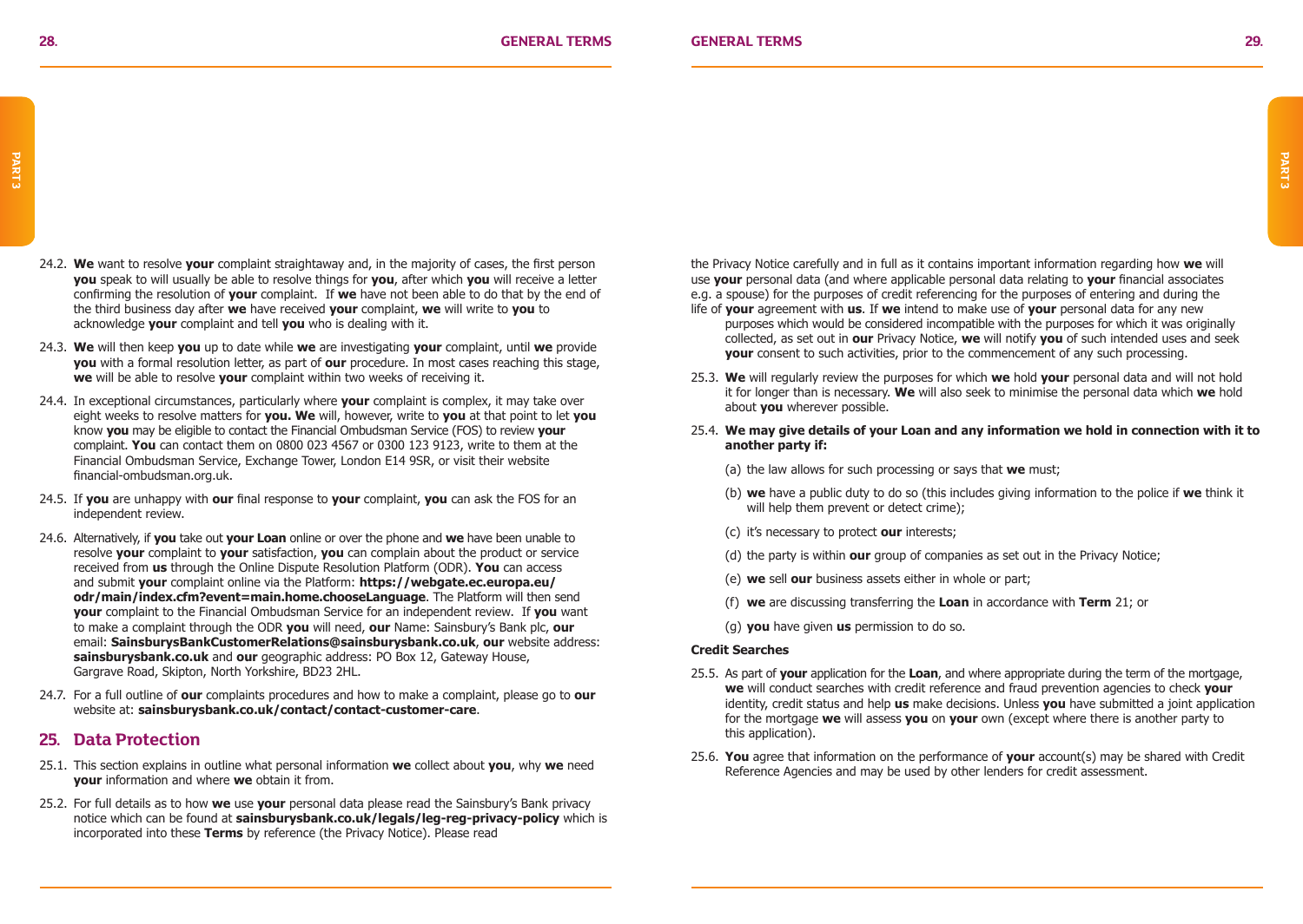24.2. **We** want to resolve **your** complaint straightaway and, in the majority of cases, the first person **you** speak to will usually be able to resolve things for **you**, after which **you** will receive a letter confirming the resolution of **your** complaint. If **we** have not been able to do that by the end of the third business day after **we** have received **your** complaint, **we** will write to **you** to acknowledge **your** complaint and tell **you** who is dealing with it.

24.3. **We** will then keep **you** up to date while **we** are investigating **your** complaint, until **we** provide **you** with a formal resolution letter, as part of **our** procedure. In most cases reaching this stage, **we** will be able to resolve **your** complaint within two weeks of receiving it.

24.4. In exceptional circumstances, particularly where **your** complaint is complex, it may take over eight weeks to resolve matters for **you. We** will, however, write to **you** at that point to let **you** know **you** may be eligible to contact the Financial Ombudsman Service (FOS) to review **your** complaint. **You** can contact them on 0800 023 4567 or 0300 123 9123, write to them at the Financial Ombudsman Service, Exchange Tower, London E14 9SR, or visit their website financial-ombudsman.org.uk.

24.5. If **you** are unhappy with **our** final response to **your** complaint, **you** can ask the FOS for an independent review.

24.6. Alternatively, if **you** take out **your Loan** online or over the phone and **we** have been unable to resolve **your** complaint to **your** satisfaction, **you** can complain about the product or service received from **us** through the Online Dispute Resolution Platform (ODR). **You** can access and submit **your** complaint online via the Platform: **https://webgate.ec.europa.eu/odr/main/index.cfm?event=main.home.chooseLanguage**. The Platform will then send **your** complaint to the Financial Ombudsman Service for an independent review. If **you** want to make a complaint through the ODR **you** will need, **our** Name: Sainsbury's Bank plc, **our** email: **SainsburysBankCustomerRelations@sainsburysbank.co.uk**, **our** website address: **sainsburysbank.co.uk** and **our** geographic address: PO Box 12, Gateway House, Gargrave Road, Skipton, North Yorkshire, BD23 2HL.

24.7. For a full outline of **our** complaints procedures and how to make a complaint, please go to **our** website at: **sainsburysbank.co.uk/contact/contact-customer-care**.

## 25. Data Protection

25.1. This section explains in outline what personal information **we** collect about **you**, why **we** need **your** information and where **we** obtain it from.

25.2. For full details as to how **we** use **your** personal data please read the Sainsbury's Bank privacy notice which can be found at **sainsburysbank.co.uk/legals/leg-reg-privacy-policy** which is incorporated into these **Terms** by reference (the Privacy Notice). Please read the Privacy Notice carefully and in full as it contains important information regarding how **we** will use **your** personal data (and where applicable personal data relating to **your** financial associates e.g. a spouse) for the purposes of credit referencing for the purposes of entering and during the life of **your** agreement with **us**. If **we** intend to make use of **your** personal data for any new purposes which would be considered incompatible with the purposes for which it was originally collected, as set out in **our** Privacy Notice, **we** will notify **you** of such intended uses and seek **your** consent to such activities, prior to the commencement of any such processing.

25.3. **We** will regularly review the purposes for which **we** hold **your** personal data and will not hold it for longer than is necessary. **We** will also seek to minimise the personal data which **we** hold about **you** wherever possible.

25.4. **We may give details of your Loan and any information we hold in connection with it to another party if:**

(a) the law allows for such processing or says that **we** must;

(b) **we** have a public duty to do so (this includes giving information to the police if **we** think it will help them prevent or detect crime);

(c) it's necessary to protect **our** interests;

(d) the party is within **our** group of companies as set out in the Privacy Notice;

(e) **we** sell **our** business assets either in whole or part;

(f) **we** are discussing transferring the **Loan** in accordance with **Term** 21; or

(g) **you** have given **us** permission to do so.

**Credit Searches**

25.5. As part of **your** application for the **Loan**, and where appropriate during the term of the mortgage, **we** will conduct searches with credit reference and fraud prevention agencies to check **your** identity, credit status and help **us** make decisions. Unless **you** have submitted a joint application for the mortgage **we** will assess **you** on **your** own (except where there is another party to this application).

25.6. **You** agree that information on the performance of **your** account(s) may be shared with Credit Reference Agencies and may be used by other lenders for credit assessment.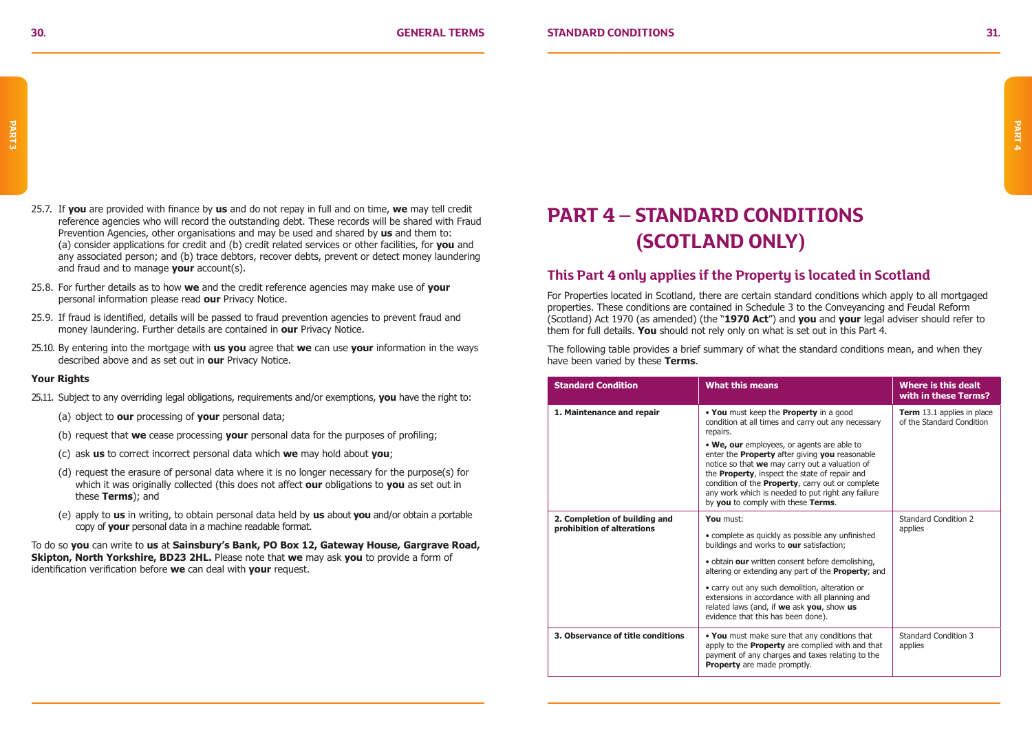25.7. If **you** are provided with finance by **us** and do not repay in full and on time, **we** may tell credit reference agencies who will record the outstanding debt. These records will be shared with Fraud Prevention Agencies, other organisations and may be used and shared by **us** and them to: (a) consider applications for credit and (b) credit related services or other facilities, for **you** and any associated person; and (b) trace debtors, recover debts, prevent or detect money laundering and fraud and to manage **your** account(s).

25.8. For further details as to how **we** and the credit reference agencies may make use of **your** personal information please read **our** Privacy Notice.

25.9. If fraud is identified, details will be passed to fraud prevention agencies to prevent fraud and money laundering. Further details are contained in **our** Privacy Notice.

25.10. By entering into the mortgage with **us you** agree that **we** can use **your** information in the ways described above and as set out in **our** Privacy Notice.

**Your Rights**

25.11. Subject to any overriding legal obligations, requirements and/or exemptions, **you** have the right to:

(a) object to **our** processing of **your** personal data;

(b) request that **we** cease processing **your** personal data for the purposes of profiling;

(c) ask **us** to correct incorrect personal data which **we** may hold about **you**;

(d) request the erasure of personal data where it is no longer necessary for the purpose(s) for which it was originally collected (this does not affect **our** obligations to **you** as set out in these **Terms**); and

(e) apply to **us** in writing, to obtain personal data held by **us** about **you** and/or obtain a portable copy of **your** personal data in a machine readable format.

To do so **you** can write to **us** at **Sainsbury's Bank, PO Box 12, Gateway House, Gargrave Road, Skipton, North Yorkshire, BD23 2HL.** Please note that **we** may ask **you** to provide a form of identification verification before **we** can deal with **your** request.

# PART 4 – STANDARD CONDITIONS (SCOTLAND ONLY)

## This Part 4 only applies if the Property is located in Scotland

For Properties located in Scotland, there are certain standard conditions which apply to all mortgaged properties. These conditions are contained in Schedule 3 to the Conveyancing and Feudal Reform (Scotland) Act 1970 (as amended) (the "**1970 Act**") and **you** and **your** legal adviser should refer to them for full details. **You** should not rely only on what is set out in this Part 4.

The following table provides a brief summary of what the standard conditions mean, and when they have been varied by these **Terms**.

| Standard Condition | What this means | Where is this dealt with in these Terms? |
|---|---|---|
| **1. Maintenance and repair** | • **You** must keep the **Property** in a good condition at all times and carry out any necessary repairs.<br>• **We, our** employees, or agents are able to enter the **Property** after giving **you** reasonable notice so that **we** may carry out a valuation of the **Property**, inspect the state of repair and condition of the **Property**, carry out or complete any work which is needed to put right any failure by **you** to comply with these **Terms**. | **Term** 13.1 applies in place of the Standard Condition |
| **2. Completion of building and prohibition of alterations** | **You** must:<br>• complete as quickly as possible any unfinished buildings and works to **our** satisfaction;<br>• obtain **our** written consent before demolishing, altering or extending any part of the **Property**; and<br>• carry out any such demolition, alteration or extensions in accordance with all planning and related laws (and, if **we** ask **you**, show **us** evidence that this has been done). | Standard Condition 2 applies |
| **3. Observance of title conditions** | • **You** must make sure that any conditions that apply to the **Property** are complied with and that payment of any charges and taxes relating to the **Property** are made promptly. | Standard Condition 3 applies |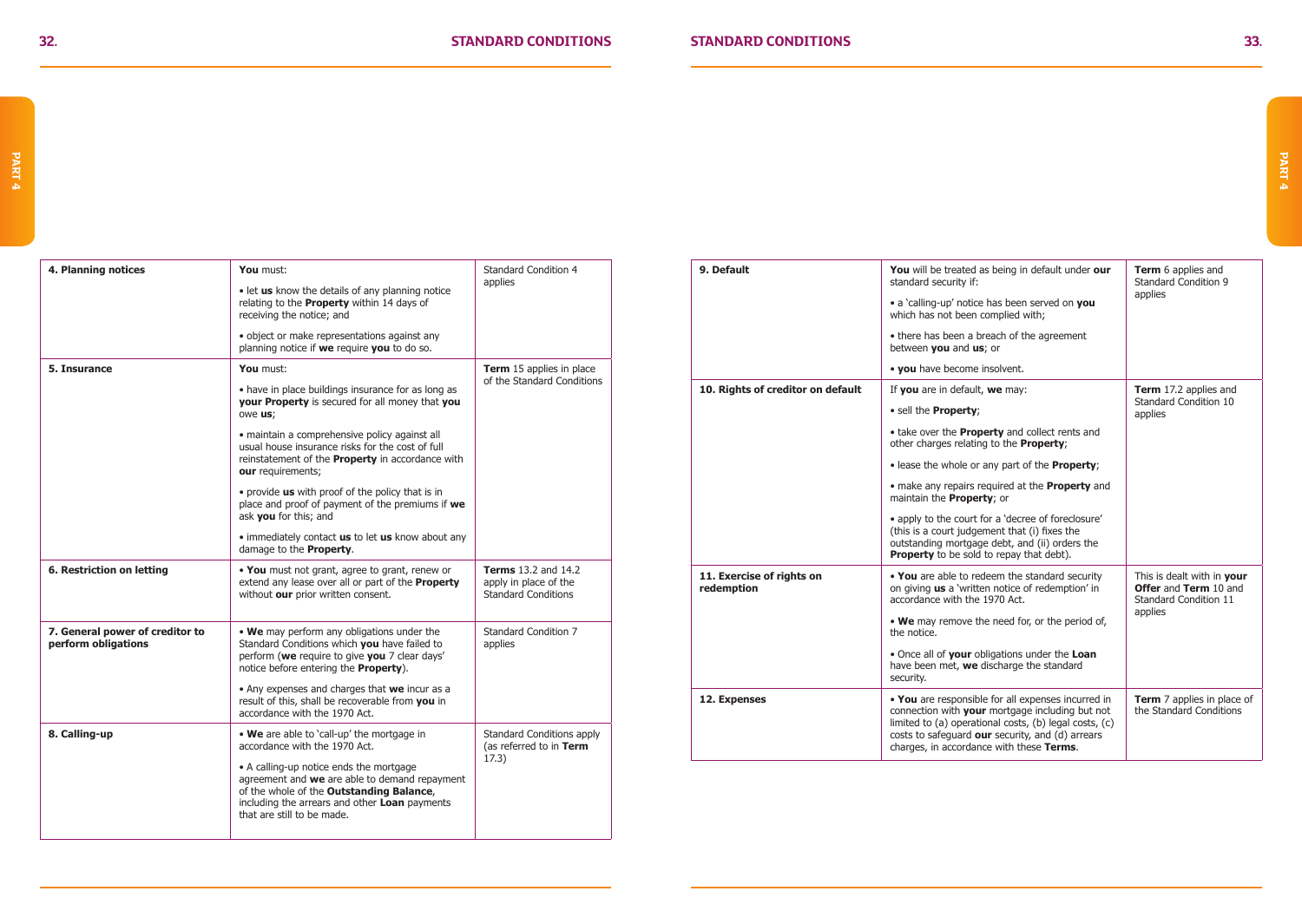| 4. Planning notices | **You** must:<br>• let **us** know the details of any planning notice relating to the **Property** within 14 days of receiving the notice; and<br>• object or make representations against any planning notice if **we** require **you** to do so. | Standard Condition 4 applies |
|---|---|---|
| **5. Insurance** | **You** must:<br>• have in place buildings insurance for as long as **your Property** is secured for all money that **you** owe **us**;<br>• maintain a comprehensive policy against all usual house insurance risks for the cost of full reinstatement of the **Property** in accordance with **our** requirements;<br>• provide **us** with proof of the policy that is in place and proof of payment of the premiums if **we** ask **you** for this; and<br>• immediately contact **us** to let **us** know about any damage to the **Property**. | **Term** 15 applies in place of the Standard Conditions |
| **6. Restriction on letting** | • **You** must not grant, agree to grant, renew or extend any lease over all or part of the **Property** without **our** prior written consent. | **Terms** 13.2 and 14.2 apply in place of the Standard Conditions |
| **7. General power of creditor to perform obligations** | • **We** may perform any obligations under the Standard Conditions which **you** have failed to perform (**we** require to give **you** 7 clear days' notice before entering the **Property**).<br>• Any expenses and charges that **we** incur as a result of this, shall be recoverable from **you** in accordance with the 1970 Act. | Standard Condition 7 applies |
| **8. Calling-up** | • **We** are able to 'call-up' the mortgage in accordance with the 1970 Act.<br>• A calling-up notice ends the mortgage agreement and **we** are able to demand repayment of the whole of the **Outstanding Balance**, including the arrears and other **Loan** payments that are still to be made. | Standard Conditions apply (as referred to in **Term** 17.3) |
| **9. Default** | **You** will be treated as being in default under **our** standard security if:<br>• a 'calling-up' notice has been served on **you** which has not been complied with;<br>• there has been a breach of the agreement between **you** and **us**; or<br>• **you** have become insolvent. | **Term** 6 applies and Standard Condition 9 applies |
| **10. Rights of creditor on default** | If **you** are in default, **we** may:<br>• sell the **Property**;<br>• take over the **Property** and collect rents and other charges relating to the **Property**;<br>• lease the whole or any part of the **Property**;<br>• make any repairs required at the **Property** and maintain the **Property**; or<br>• apply to the court for a 'decree of foreclosure' (this is a court judgement that (i) fixes the outstanding mortgage debt, and (ii) orders the **Property** to be sold to repay that debt). | **Term** 17.2 applies and Standard Condition 10 applies |
| **11. Exercise of rights on redemption** | • **You** are able to redeem the standard security on giving **us** a 'written notice of redemption' in accordance with the 1970 Act.<br>• **We** may remove the need for, or the period of, the notice.<br>• Once all of **your** obligations under the **Loan** have been met, **we** discharge the standard security. | This is dealt with in **your Offer** and **Term** 10 and Standard Condition 11 applies |
| **12. Expenses** | • **You** are responsible for all expenses incurred in connection with **your** mortgage including but not limited to (a) operational costs, (b) legal costs, (c) costs to safeguard **our** security, and (d) arrears charges, in accordance with these **Terms**. | **Term** 7 applies in place of the Standard Conditions |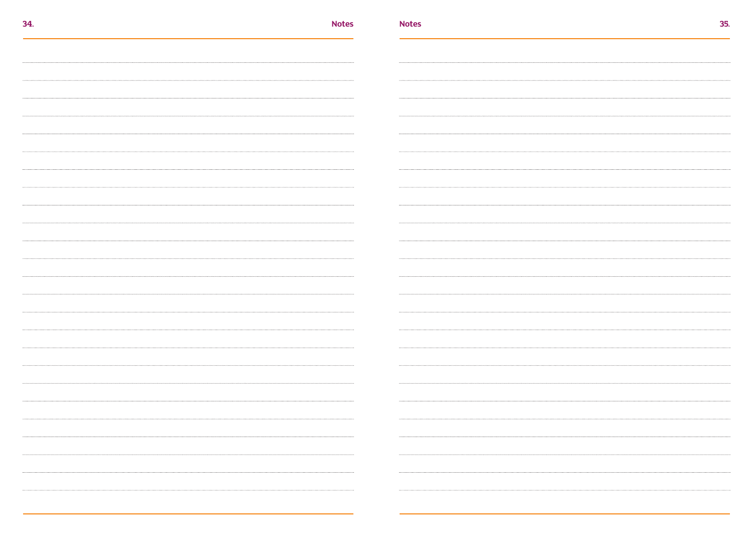## Notes

## Notes